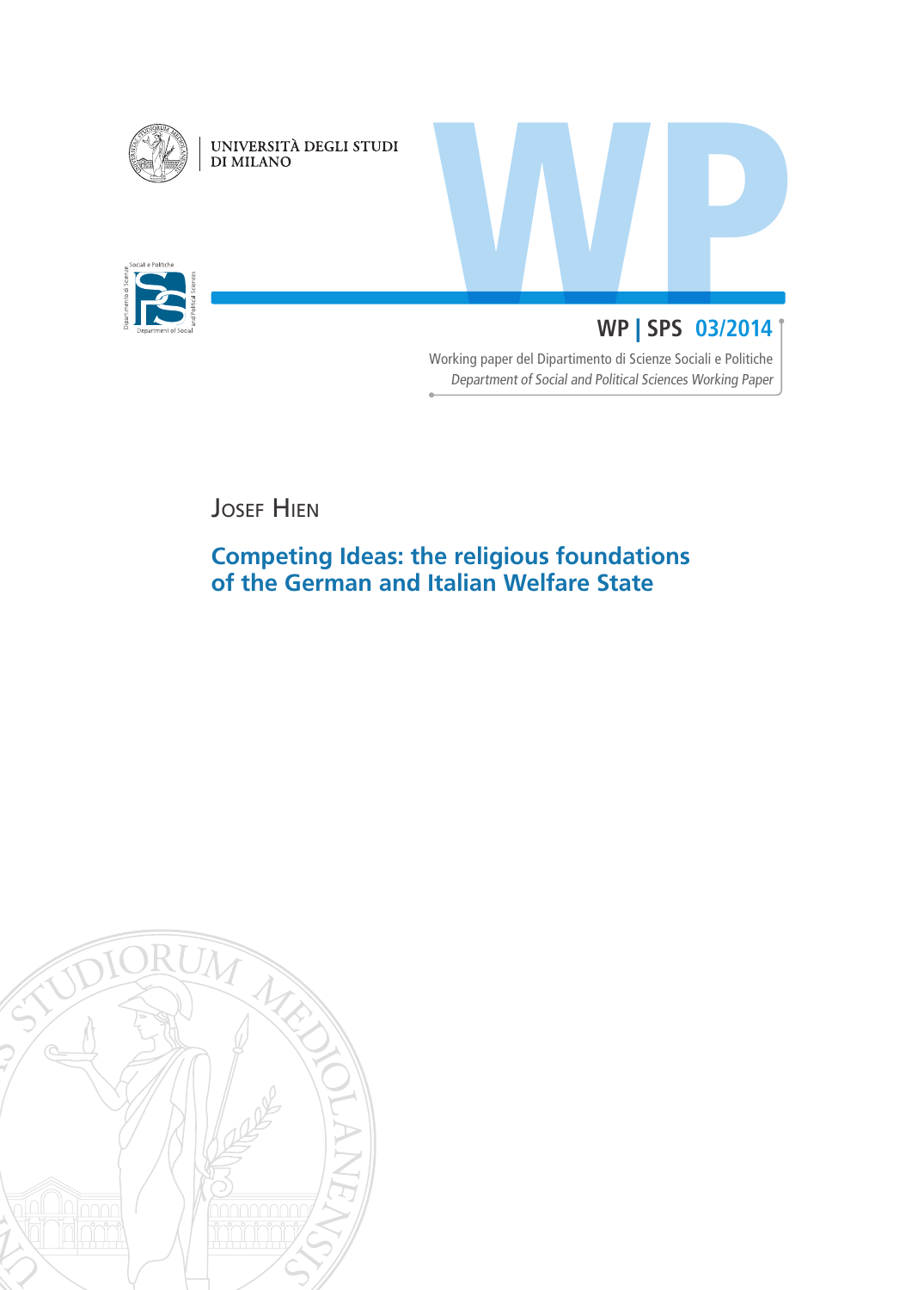UNIVERSITÀ DEGLI STUDI DI MILANO

WP | SPS 03/2014

Working paper del Dipartimento di Scienze Sociali e Politiche

*Department of Social and Political Sciences Working Paper*

JOSEF HIEN

# Competing Ideas: the religious foundations of the German and Italian Welfare State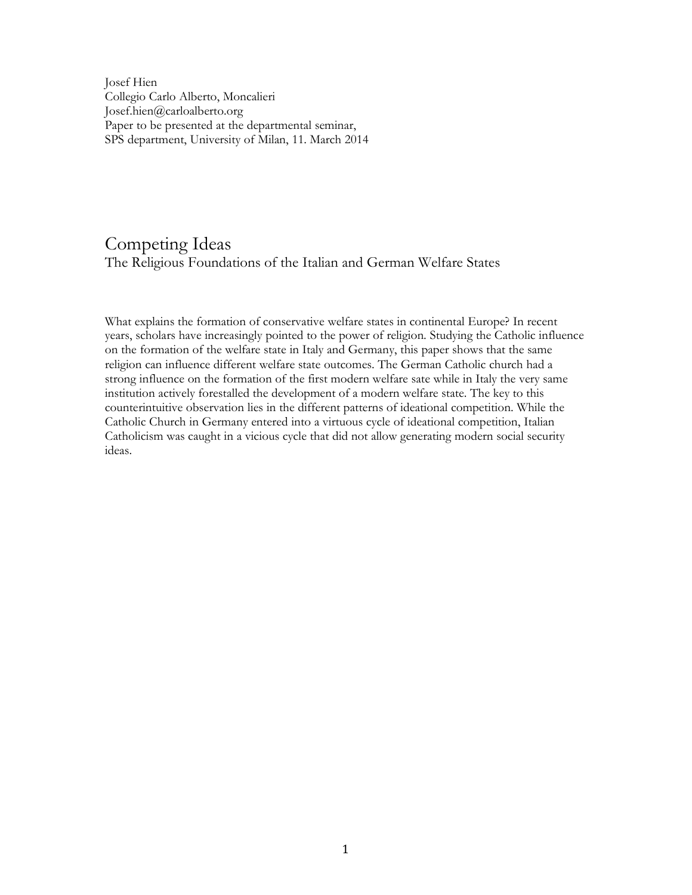Josef Hien
Collegio Carlo Alberto, Moncalieri
Josef.hien@carloalberto.org
Paper to be presented at the departmental seminar,
SPS department, University of Milan, 11. March 2014

# Competing Ideas

## The Religious Foundations of the Italian and German Welfare States

What explains the formation of conservative welfare states in continental Europe? In recent years, scholars have increasingly pointed to the power of religion. Studying the Catholic influence on the formation of the welfare state in Italy and Germany, this paper shows that the same religion can influence different welfare state outcomes. The German Catholic church had a strong influence on the formation of the first modern welfare sate while in Italy the very same institution actively forestalled the development of a modern welfare state. The key to this counterintuitive observation lies in the different patterns of ideational competition. While the Catholic Church in Germany entered into a virtuous cycle of ideational competition, Italian Catholicism was caught in a vicious cycle that did not allow generating modern social security ideas.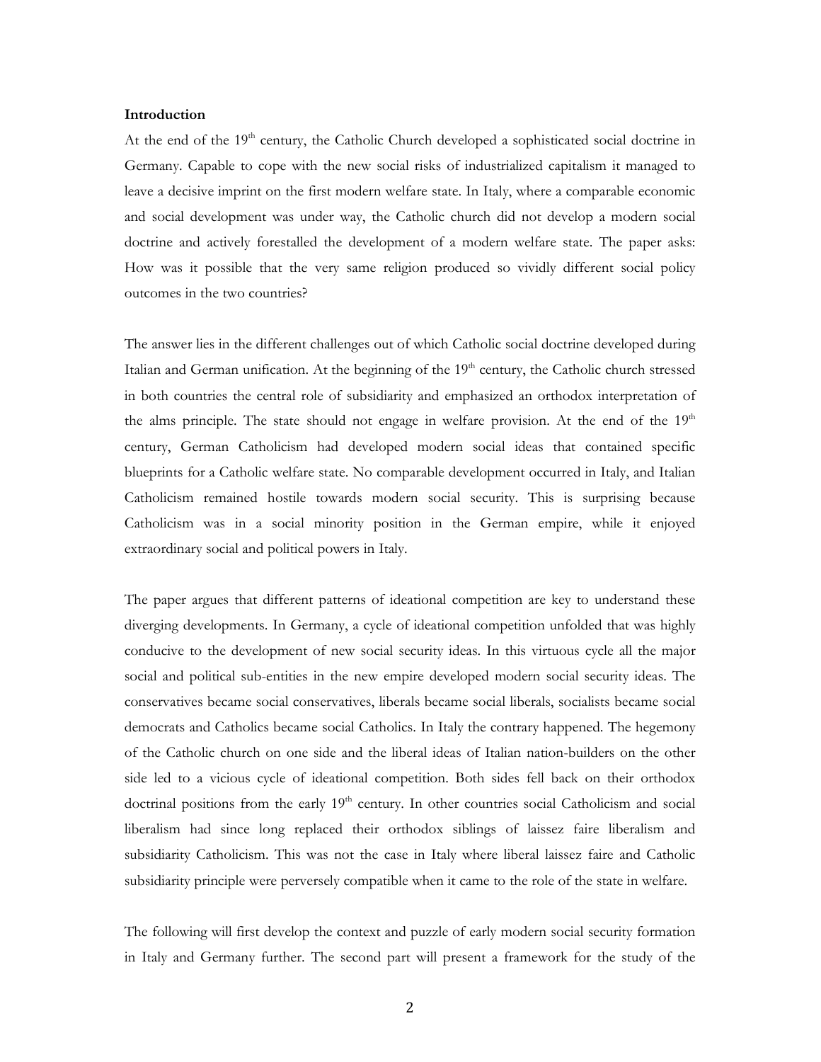**Introduction**

At the end of the 19th century, the Catholic Church developed a sophisticated social doctrine in Germany. Capable to cope with the new social risks of industrialized capitalism it managed to leave a decisive imprint on the first modern welfare state. In Italy, where a comparable economic and social development was under way, the Catholic church did not develop a modern social doctrine and actively forestalled the development of a modern welfare state. The paper asks: How was it possible that the very same religion produced so vividly different social policy outcomes in the two countries?

The answer lies in the different challenges out of which Catholic social doctrine developed during Italian and German unification. At the beginning of the 19th century, the Catholic church stressed in both countries the central role of subsidiarity and emphasized an orthodox interpretation of the alms principle. The state should not engage in welfare provision. At the end of the 19th century, German Catholicism had developed modern social ideas that contained specific blueprints for a Catholic welfare state. No comparable development occurred in Italy, and Italian Catholicism remained hostile towards modern social security. This is surprising because Catholicism was in a social minority position in the German empire, while it enjoyed extraordinary social and political powers in Italy.

The paper argues that different patterns of ideational competition are key to understand these diverging developments. In Germany, a cycle of ideational competition unfolded that was highly conducive to the development of new social security ideas. In this virtuous cycle all the major social and political sub-entities in the new empire developed modern social security ideas. The conservatives became social conservatives, liberals became social liberals, socialists became social democrats and Catholics became social Catholics. In Italy the contrary happened. The hegemony of the Catholic church on one side and the liberal ideas of Italian nation-builders on the other side led to a vicious cycle of ideational competition. Both sides fell back on their orthodox doctrinal positions from the early 19th century. In other countries social Catholicism and social liberalism had since long replaced their orthodox siblings of laissez faire liberalism and subsidiarity Catholicism. This was not the case in Italy where liberal laissez faire and Catholic subsidiarity principle were perversely compatible when it came to the role of the state in welfare.

The following will first develop the context and puzzle of early modern social security formation in Italy and Germany further. The second part will present a framework for the study of the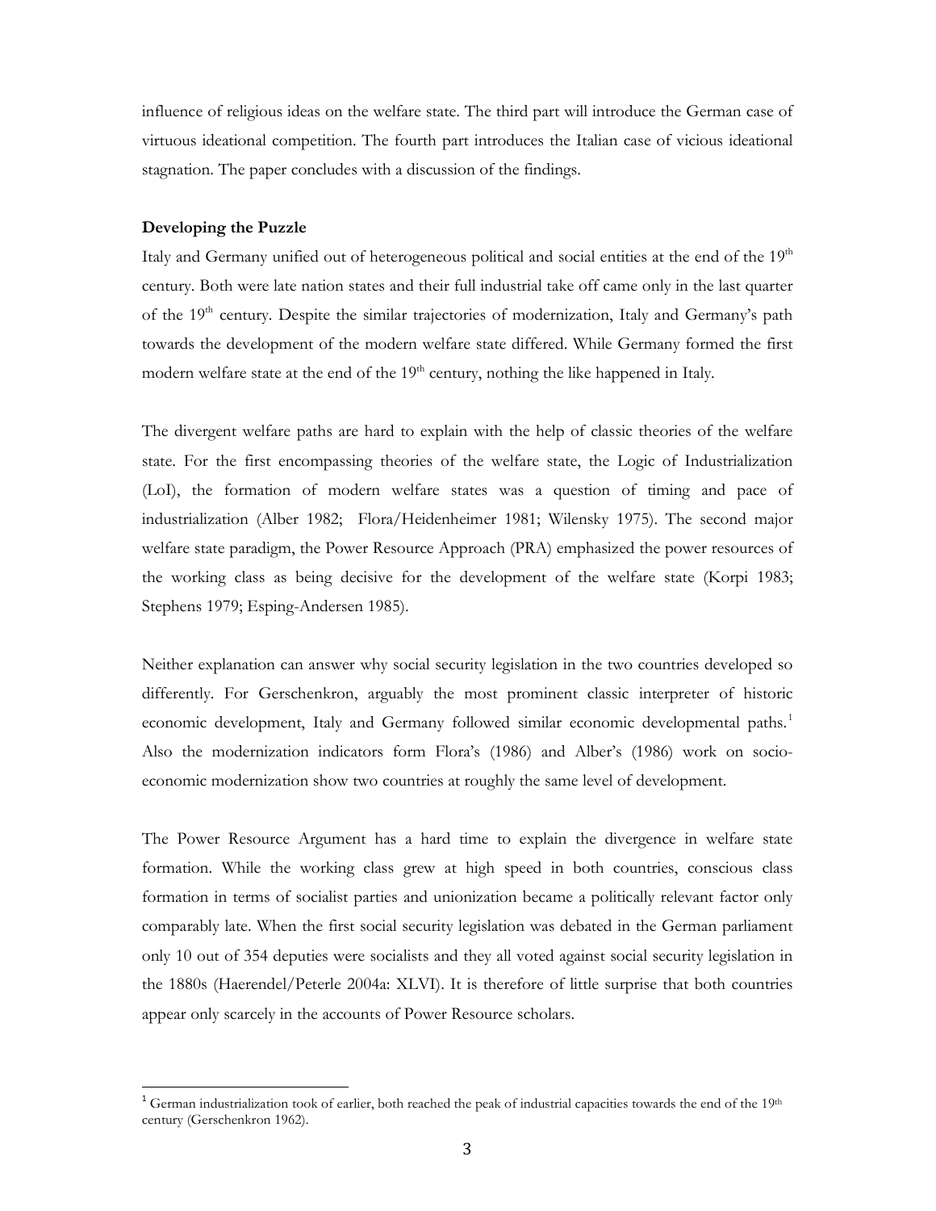influence of religious ideas on the welfare state. The third part will introduce the German case of virtuous ideational competition. The fourth part introduces the Italian case of vicious ideational stagnation. The paper concludes with a discussion of the findings.

**Developing the Puzzle**

Italy and Germany unified out of heterogeneous political and social entities at the end of the 19th century. Both were late nation states and their full industrial take off came only in the last quarter of the 19th century. Despite the similar trajectories of modernization, Italy and Germany's path towards the development of the modern welfare state differed. While Germany formed the first modern welfare state at the end of the 19th century, nothing the like happened in Italy.

The divergent welfare paths are hard to explain with the help of classic theories of the welfare state. For the first encompassing theories of the welfare state, the Logic of Industrialization (LoI), the formation of modern welfare states was a question of timing and pace of industrialization (Alber 1982; Flora/Heidenheimer 1981; Wilensky 1975). The second major welfare state paradigm, the Power Resource Approach (PRA) emphasized the power resources of the working class as being decisive for the development of the welfare state (Korpi 1983; Stephens 1979; Esping-Andersen 1985).

Neither explanation can answer why social security legislation in the two countries developed so differently. For Gerschenkron, arguably the most prominent classic interpreter of historic economic development, Italy and Germany followed similar economic developmental paths.[1] Also the modernization indicators form Flora's (1986) and Alber's (1986) work on socio-economic modernization show two countries at roughly the same level of development.

The Power Resource Argument has a hard time to explain the divergence in welfare state formation. While the working class grew at high speed in both countries, conscious class formation in terms of socialist parties and unionization became a politically relevant factor only comparably late. When the first social security legislation was debated in the German parliament only 10 out of 354 deputies were socialists and they all voted against social security legislation in the 1880s (Haerendel/Peterle 2004a: XLVI). It is therefore of little surprise that both countries appear only scarcely in the accounts of Power Resource scholars.

[1] German industrialization took of earlier, both reached the peak of industrial capacities towards the end of the 19th century (Gerschenkron 1962).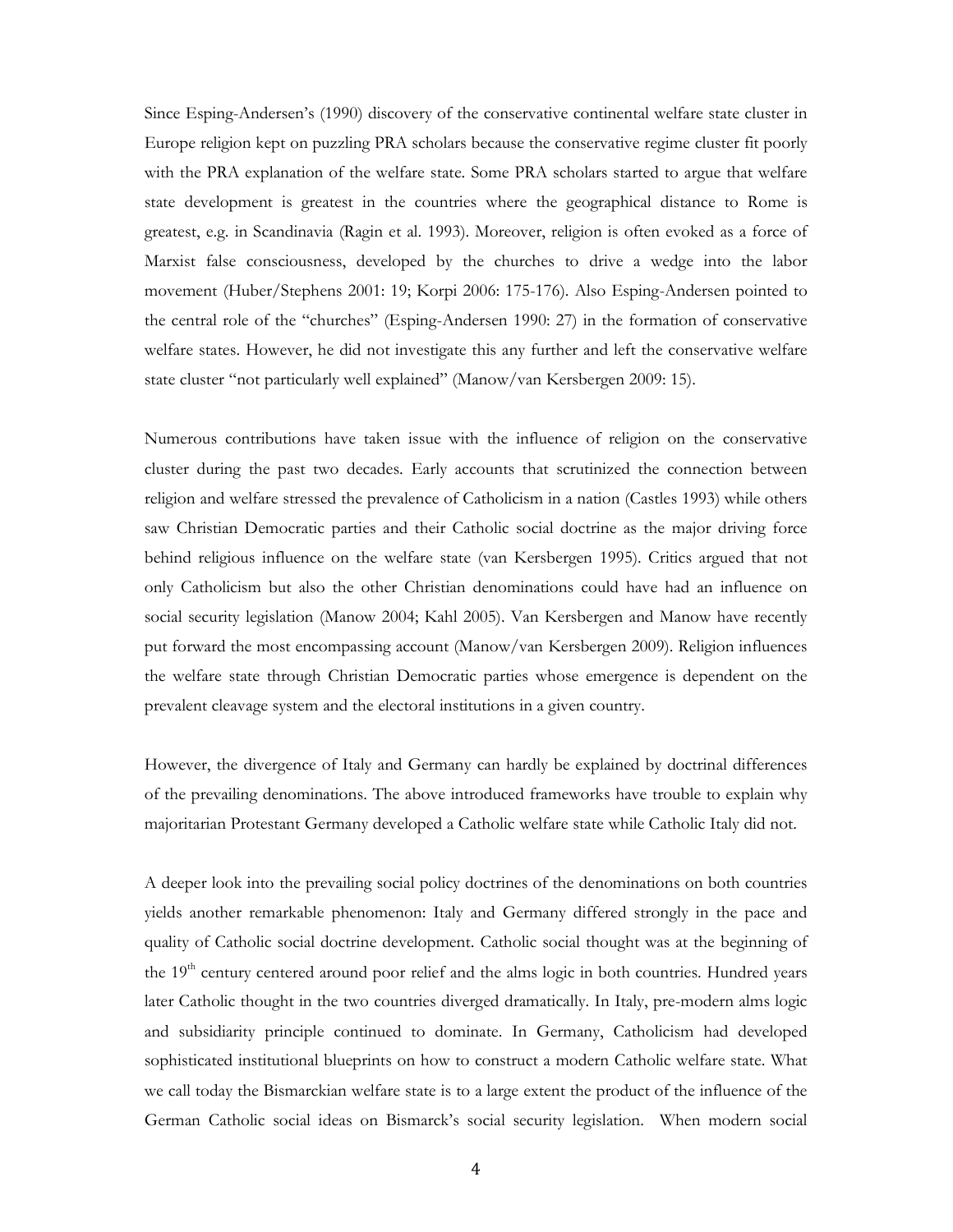Since Esping-Andersen's (1990) discovery of the conservative continental welfare state cluster in Europe religion kept on puzzling PRA scholars because the conservative regime cluster fit poorly with the PRA explanation of the welfare state. Some PRA scholars started to argue that welfare state development is greatest in the countries where the geographical distance to Rome is greatest, e.g. in Scandinavia (Ragin et al. 1993). Moreover, religion is often evoked as a force of Marxist false consciousness, developed by the churches to drive a wedge into the labor movement (Huber/Stephens 2001: 19; Korpi 2006: 175-176). Also Esping-Andersen pointed to the central role of the "churches" (Esping-Andersen 1990: 27) in the formation of conservative welfare states. However, he did not investigate this any further and left the conservative welfare state cluster "not particularly well explained" (Manow/van Kersbergen 2009: 15).

Numerous contributions have taken issue with the influence of religion on the conservative cluster during the past two decades. Early accounts that scrutinized the connection between religion and welfare stressed the prevalence of Catholicism in a nation (Castles 1993) while others saw Christian Democratic parties and their Catholic social doctrine as the major driving force behind religious influence on the welfare state (van Kersbergen 1995). Critics argued that not only Catholicism but also the other Christian denominations could have had an influence on social security legislation (Manow 2004; Kahl 2005). Van Kersbergen and Manow have recently put forward the most encompassing account (Manow/van Kersbergen 2009). Religion influences the welfare state through Christian Democratic parties whose emergence is dependent on the prevalent cleavage system and the electoral institutions in a given country.

However, the divergence of Italy and Germany can hardly be explained by doctrinal differences of the prevailing denominations. The above introduced frameworks have trouble to explain why majoritarian Protestant Germany developed a Catholic welfare state while Catholic Italy did not.

A deeper look into the prevailing social policy doctrines of the denominations on both countries yields another remarkable phenomenon: Italy and Germany differed strongly in the pace and quality of Catholic social doctrine development. Catholic social thought was at the beginning of the 19th century centered around poor relief and the alms logic in both countries. Hundred years later Catholic thought in the two countries diverged dramatically. In Italy, pre-modern alms logic and subsidiarity principle continued to dominate. In Germany, Catholicism had developed sophisticated institutional blueprints on how to construct a modern Catholic welfare state. What we call today the Bismarckian welfare state is to a large extent the product of the influence of the German Catholic social ideas on Bismarck's social security legislation. When modern social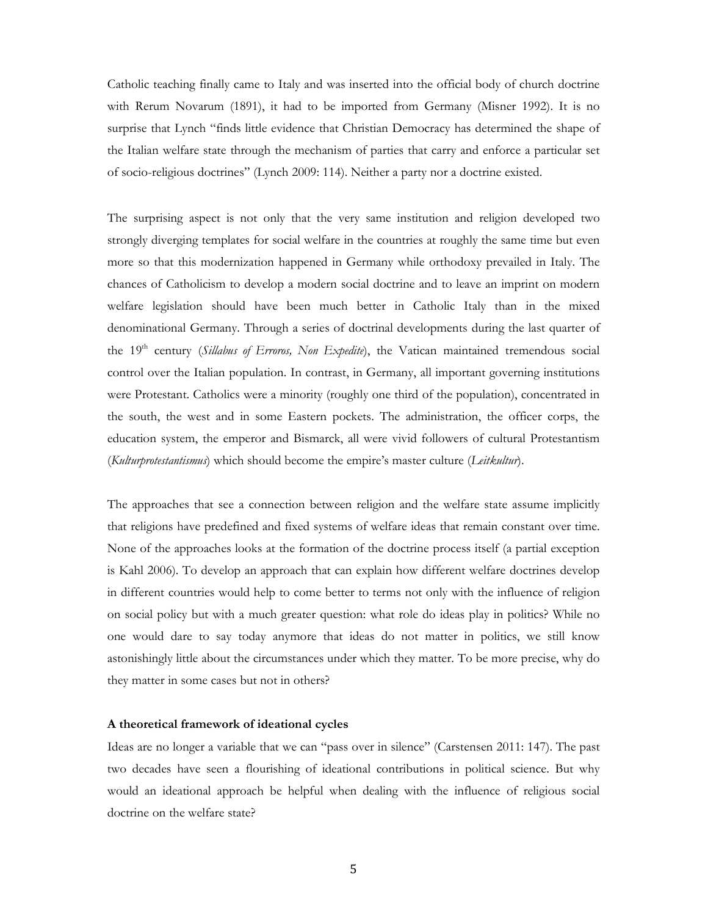Catholic teaching finally came to Italy and was inserted into the official body of church doctrine with Rerum Novarum (1891), it had to be imported from Germany (Misner 1992). It is no surprise that Lynch "finds little evidence that Christian Democracy has determined the shape of the Italian welfare state through the mechanism of parties that carry and enforce a particular set of socio-religious doctrines" (Lynch 2009: 114). Neither a party nor a doctrine existed.

The surprising aspect is not only that the very same institution and religion developed two strongly diverging templates for social welfare in the countries at roughly the same time but even more so that this modernization happened in Germany while orthodoxy prevailed in Italy. The chances of Catholicism to develop a modern social doctrine and to leave an imprint on modern welfare legislation should have been much better in Catholic Italy than in the mixed denominational Germany. Through a series of doctrinal developments during the last quarter of the 19th century (*Sillabus of Erroros, Non Expedite*), the Vatican maintained tremendous social control over the Italian population. In contrast, in Germany, all important governing institutions were Protestant. Catholics were a minority (roughly one third of the population), concentrated in the south, the west and in some Eastern pockets. The administration, the officer corps, the education system, the emperor and Bismarck, all were vivid followers of cultural Protestantism (*Kulturprotestantismus*) which should become the empire's master culture (*Leitkultur*).

The approaches that see a connection between religion and the welfare state assume implicitly that religions have predefined and fixed systems of welfare ideas that remain constant over time. None of the approaches looks at the formation of the doctrine process itself (a partial exception is Kahl 2006). To develop an approach that can explain how different welfare doctrines develop in different countries would help to come better to terms not only with the influence of religion on social policy but with a much greater question: what role do ideas play in politics? While no one would dare to say today anymore that ideas do not matter in politics, we still know astonishingly little about the circumstances under which they matter. To be more precise, why do they matter in some cases but not in others?

**A theoretical framework of ideational cycles**

Ideas are no longer a variable that we can "pass over in silence" (Carstensen 2011: 147). The past two decades have seen a flourishing of ideational contributions in political science. But why would an ideational approach be helpful when dealing with the influence of religious social doctrine on the welfare state?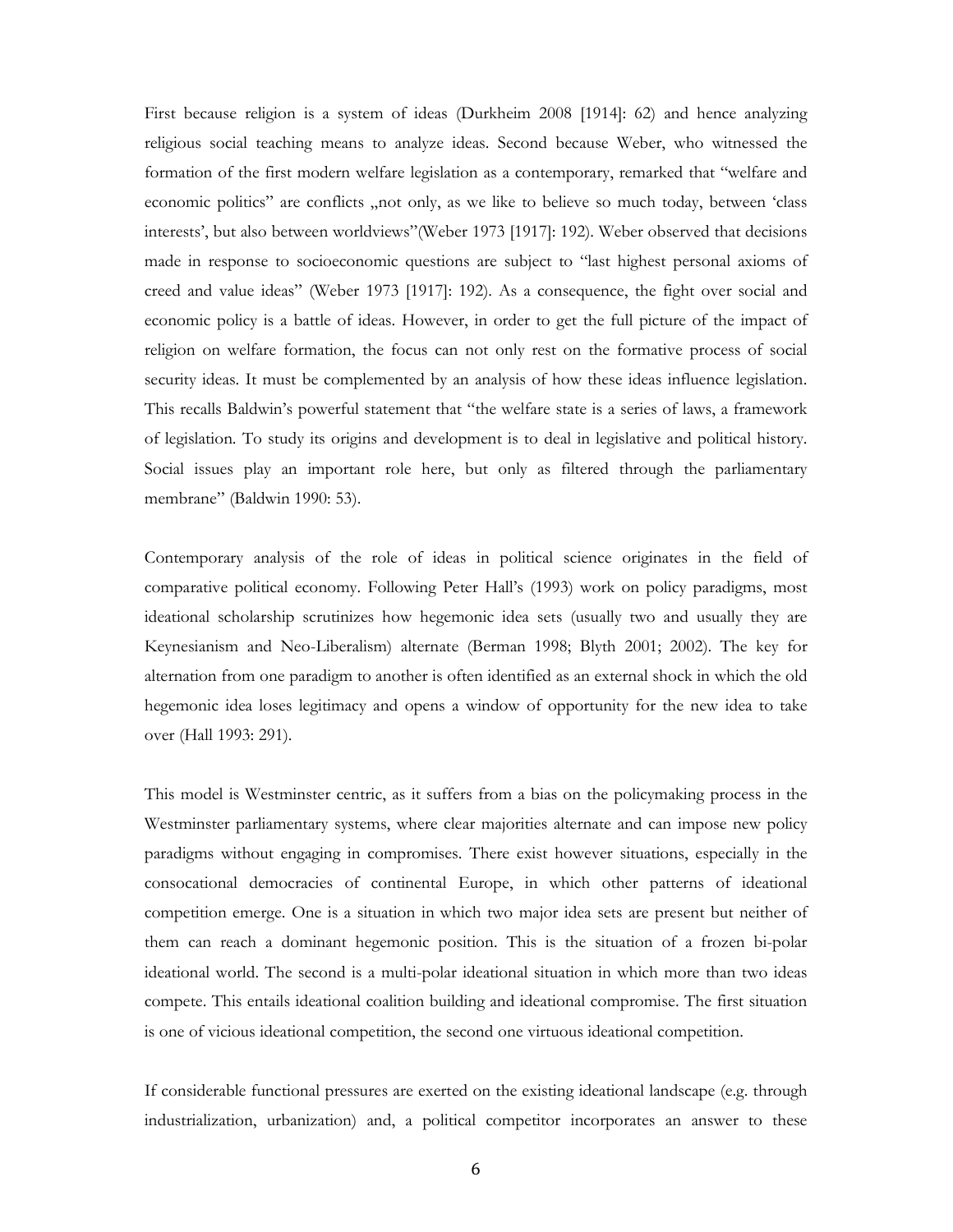First because religion is a system of ideas (Durkheim 2008 [1914]: 62) and hence analyzing religious social teaching means to analyze ideas. Second because Weber, who witnessed the formation of the first modern welfare legislation as a contemporary, remarked that "welfare and economic politics" are conflicts „not only, as we like to believe so much today, between 'class interests', but also between worldviews"(Weber 1973 [1917]: 192). Weber observed that decisions made in response to socioeconomic questions are subject to "last highest personal axioms of creed and value ideas" (Weber 1973 [1917]: 192). As a consequence, the fight over social and economic policy is a battle of ideas. However, in order to get the full picture of the impact of religion on welfare formation, the focus can not only rest on the formative process of social security ideas. It must be complemented by an analysis of how these ideas influence legislation. This recalls Baldwin's powerful statement that "the welfare state is a series of laws, a framework of legislation. To study its origins and development is to deal in legislative and political history. Social issues play an important role here, but only as filtered through the parliamentary membrane" (Baldwin 1990: 53).

Contemporary analysis of the role of ideas in political science originates in the field of comparative political economy. Following Peter Hall's (1993) work on policy paradigms, most ideational scholarship scrutinizes how hegemonic idea sets (usually two and usually they are Keynesianism and Neo-Liberalism) alternate (Berman 1998; Blyth 2001; 2002). The key for alternation from one paradigm to another is often identified as an external shock in which the old hegemonic idea loses legitimacy and opens a window of opportunity for the new idea to take over (Hall 1993: 291).

This model is Westminster centric, as it suffers from a bias on the policymaking process in the Westminster parliamentary systems, where clear majorities alternate and can impose new policy paradigms without engaging in compromises. There exist however situations, especially in the consocational democracies of continental Europe, in which other patterns of ideational competition emerge. One is a situation in which two major idea sets are present but neither of them can reach a dominant hegemonic position. This is the situation of a frozen bi-polar ideational world. The second is a multi-polar ideational situation in which more than two ideas compete. This entails ideational coalition building and ideational compromise. The first situation is one of vicious ideational competition, the second one virtuous ideational competition.

If considerable functional pressures are exerted on the existing ideational landscape (e.g. through industrialization, urbanization) and, a political competitor incorporates an answer to these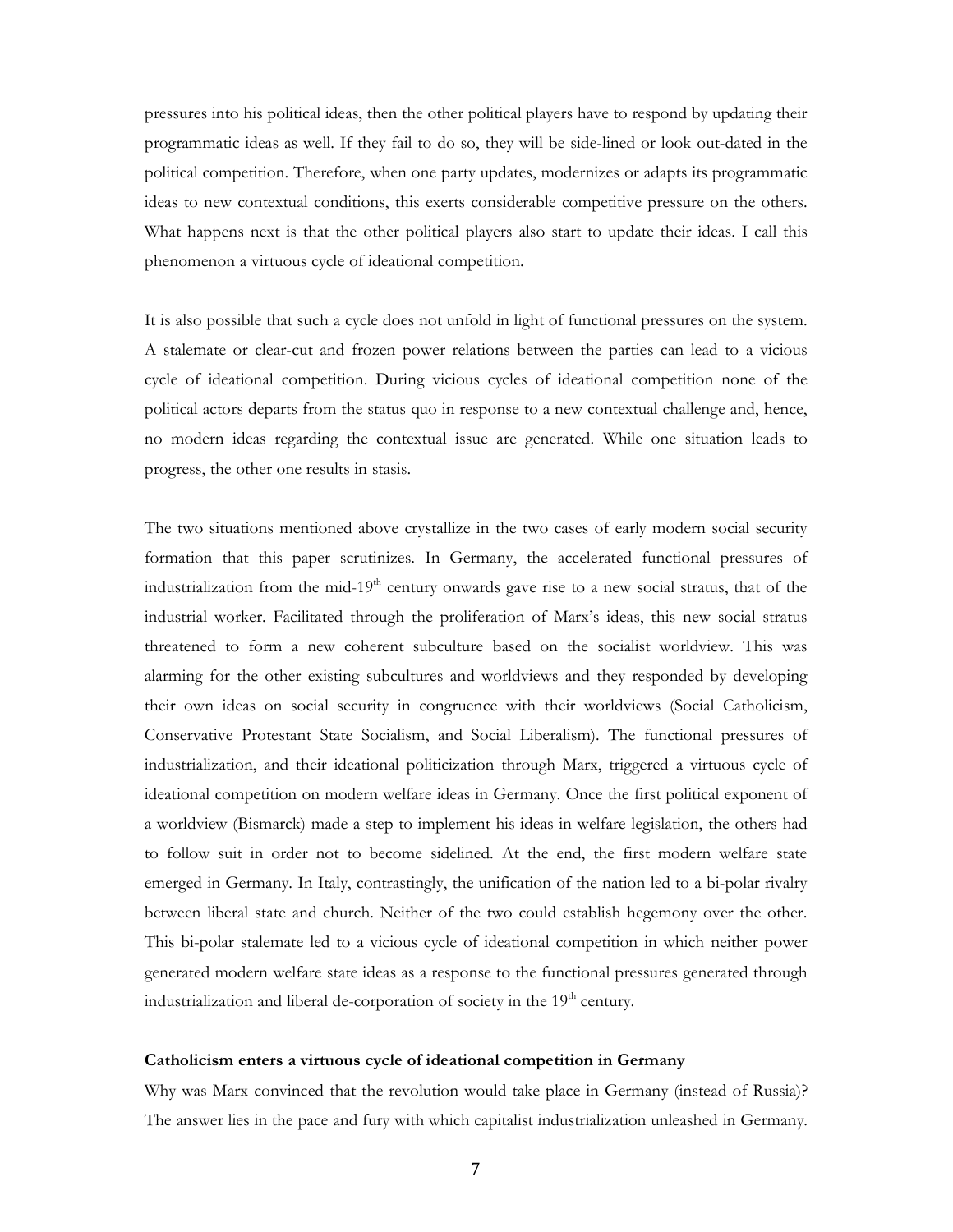pressures into his political ideas, then the other political players have to respond by updating their programmatic ideas as well. If they fail to do so, they will be side-lined or look out-dated in the political competition. Therefore, when one party updates, modernizes or adapts its programmatic ideas to new contextual conditions, this exerts considerable competitive pressure on the others. What happens next is that the other political players also start to update their ideas. I call this phenomenon a virtuous cycle of ideational competition.

It is also possible that such a cycle does not unfold in light of functional pressures on the system. A stalemate or clear-cut and frozen power relations between the parties can lead to a vicious cycle of ideational competition. During vicious cycles of ideational competition none of the political actors departs from the status quo in response to a new contextual challenge and, hence, no modern ideas regarding the contextual issue are generated. While one situation leads to progress, the other one results in stasis.

The two situations mentioned above crystallize in the two cases of early modern social security formation that this paper scrutinizes. In Germany, the accelerated functional pressures of industrialization from the mid-19th century onwards gave rise to a new social stratus, that of the industrial worker. Facilitated through the proliferation of Marx's ideas, this new social stratus threatened to form a new coherent subculture based on the socialist worldview. This was alarming for the other existing subcultures and worldviews and they responded by developing their own ideas on social security in congruence with their worldviews (Social Catholicism, Conservative Protestant State Socialism, and Social Liberalism). The functional pressures of industrialization, and their ideational politicization through Marx, triggered a virtuous cycle of ideational competition on modern welfare ideas in Germany. Once the first political exponent of a worldview (Bismarck) made a step to implement his ideas in welfare legislation, the others had to follow suit in order not to become sidelined. At the end, the first modern welfare state emerged in Germany. In Italy, contrastingly, the unification of the nation led to a bi-polar rivalry between liberal state and church. Neither of the two could establish hegemony over the other. This bi-polar stalemate led to a vicious cycle of ideational competition in which neither power generated modern welfare state ideas as a response to the functional pressures generated through industrialization and liberal de-corporation of society in the 19th century.

**Catholicism enters a virtuous cycle of ideational competition in Germany**

Why was Marx convinced that the revolution would take place in Germany (instead of Russia)? The answer lies in the pace and fury with which capitalist industrialization unleashed in Germany.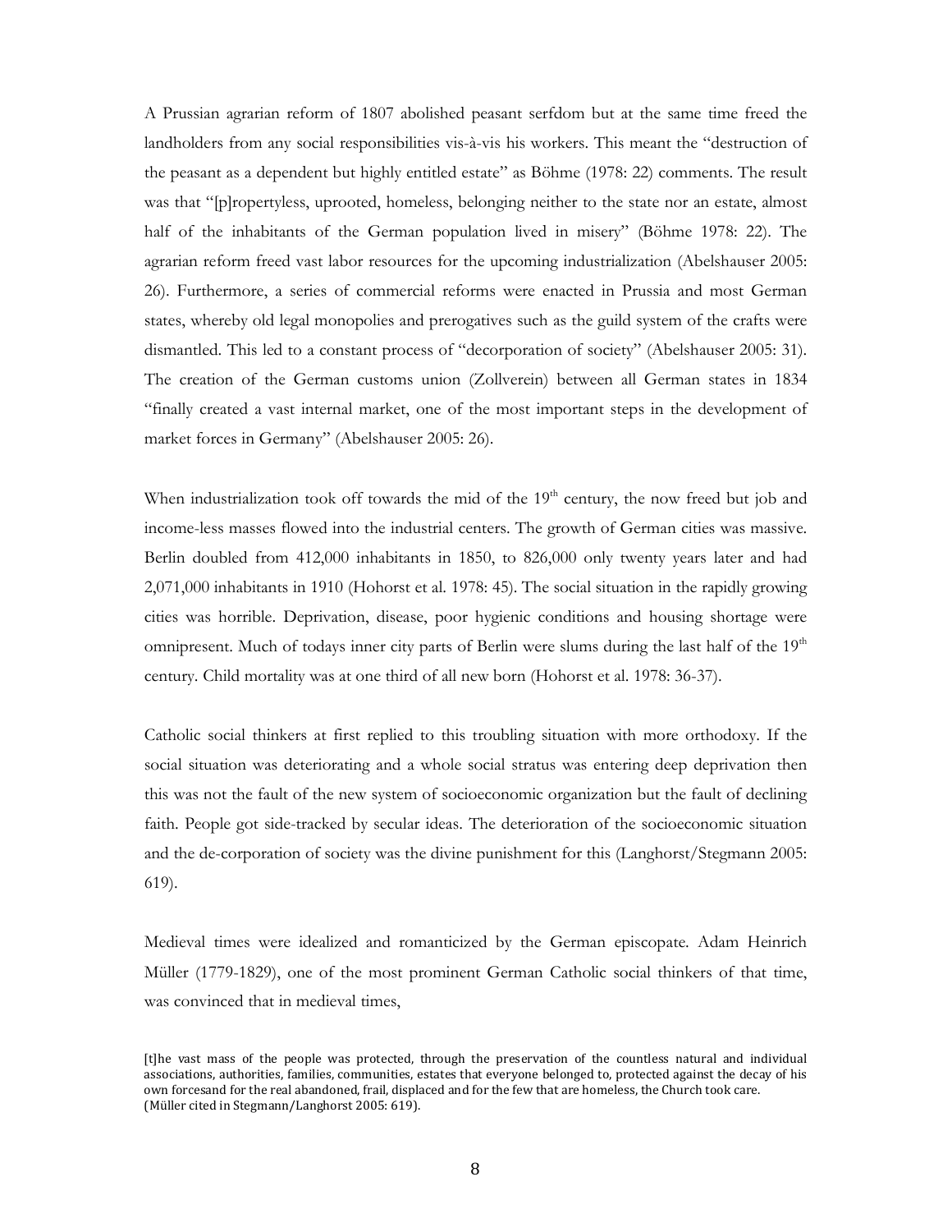A Prussian agrarian reform of 1807 abolished peasant serfdom but at the same time freed the landholders from any social responsibilities vis-à-vis his workers. This meant the "destruction of the peasant as a dependent but highly entitled estate" as Böhme (1978: 22) comments. The result was that "[p]ropertyless, uprooted, homeless, belonging neither to the state nor an estate, almost half of the inhabitants of the German population lived in misery" (Böhme 1978: 22). The agrarian reform freed vast labor resources for the upcoming industrialization (Abelshauser 2005: 26). Furthermore, a series of commercial reforms were enacted in Prussia and most German states, whereby old legal monopolies and prerogatives such as the guild system of the crafts were dismantled. This led to a constant process of "decorporation of society" (Abelshauser 2005: 31). The creation of the German customs union (Zollverein) between all German states in 1834 "finally created a vast internal market, one of the most important steps in the development of market forces in Germany" (Abelshauser 2005: 26).

When industrialization took off towards the mid of the 19th century, the now freed but job and income-less masses flowed into the industrial centers. The growth of German cities was massive. Berlin doubled from 412,000 inhabitants in 1850, to 826,000 only twenty years later and had 2,071,000 inhabitants in 1910 (Hohorst et al. 1978: 45). The social situation in the rapidly growing cities was horrible. Deprivation, disease, poor hygienic conditions and housing shortage were omnipresent. Much of todays inner city parts of Berlin were slums during the last half of the 19th century. Child mortality was at one third of all new born (Hohorst et al. 1978: 36-37).

Catholic social thinkers at first replied to this troubling situation with more orthodoxy. If the social situation was deteriorating and a whole social stratus was entering deep deprivation then this was not the fault of the new system of socioeconomic organization but the fault of declining faith. People got side-tracked by secular ideas. The deterioration of the socioeconomic situation and the de-corporation of society was the divine punishment for this (Langhorst/Stegmann 2005: 619).

Medieval times were idealized and romanticized by the German episcopate. Adam Heinrich Müller (1779-1829), one of the most prominent German Catholic social thinkers of that time, was convinced that in medieval times,

> [t]he vast mass of the people was protected, through the preservation of the countless natural and individual associations, authorities, families, communities, estates that everyone belonged to, protected against the decay of his own forcesand for the real abandoned, frail, displaced and for the few that are homeless, the Church took care. (Müller cited in Stegmann/Langhorst 2005: 619).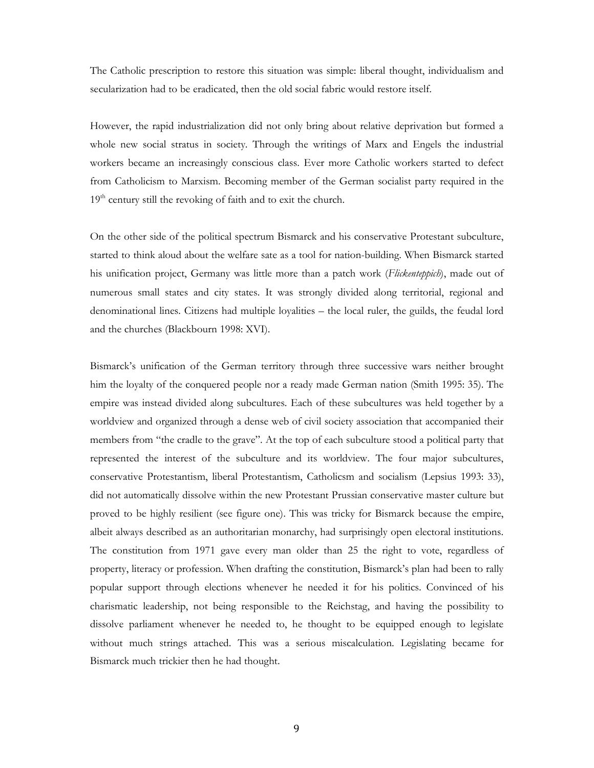The Catholic prescription to restore this situation was simple: liberal thought, individualism and secularization had to be eradicated, then the old social fabric would restore itself.

However, the rapid industrialization did not only bring about relative deprivation but formed a whole new social stratus in society. Through the writings of Marx and Engels the industrial workers became an increasingly conscious class. Ever more Catholic workers started to defect from Catholicism to Marxism. Becoming member of the German socialist party required in the 19th century still the revoking of faith and to exit the church.

On the other side of the political spectrum Bismarck and his conservative Protestant subculture, started to think aloud about the welfare sate as a tool for nation-building. When Bismarck started his unification project, Germany was little more than a patch work (*Flickenteppich*), made out of numerous small states and city states. It was strongly divided along territorial, regional and denominational lines. Citizens had multiple loyalities – the local ruler, the guilds, the feudal lord and the churches (Blackbourn 1998: XVI).

Bismarck's unification of the German territory through three successive wars neither brought him the loyalty of the conquered people nor a ready made German nation (Smith 1995: 35). The empire was instead divided along subcultures. Each of these subcultures was held together by a worldview and organized through a dense web of civil society association that accompanied their members from "the cradle to the grave". At the top of each subculture stood a political party that represented the interest of the subculture and its worldview. The four major subcultures, conservative Protestantism, liberal Protestantism, Catholicsm and socialism (Lepsius 1993: 33), did not automatically dissolve within the new Protestant Prussian conservative master culture but proved to be highly resilient (see figure one). This was tricky for Bismarck because the empire, albeit always described as an authoritarian monarchy, had surprisingly open electoral institutions. The constitution from 1971 gave every man older than 25 the right to vote, regardless of property, literacy or profession. When drafting the constitution, Bismarck's plan had been to rally popular support through elections whenever he needed it for his politics. Convinced of his charismatic leadership, not being responsible to the Reichstag, and having the possibility to dissolve parliament whenever he needed to, he thought to be equipped enough to legislate without much strings attached. This was a serious miscalculation. Legislating became for Bismarck much trickier then he had thought.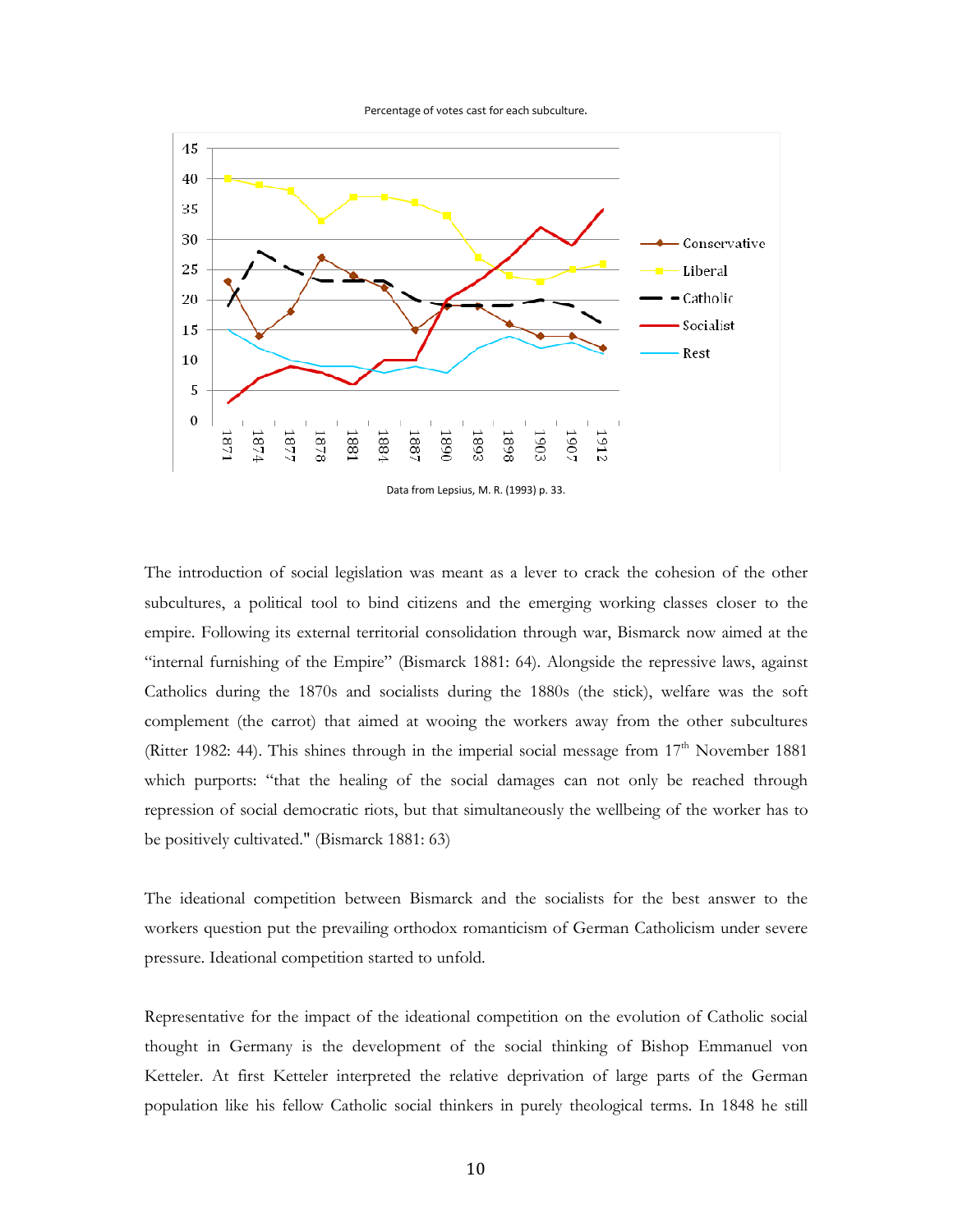Percentage of votes cast for each subculture.

Data from Lepsius, M. R. (1993) p. 33.

The introduction of social legislation was meant as a lever to crack the cohesion of the other subcultures, a political tool to bind citizens and the emerging working classes closer to the empire. Following its external territorial consolidation through war, Bismarck now aimed at the “internal furnishing of the Empire” (Bismarck 1881: 64). Alongside the repressive laws, against Catholics during the 1870s and socialists during the 1880s (the stick), welfare was the soft complement (the carrot) that aimed at wooing the workers away from the other subcultures (Ritter 1982: 44). This shines through in the imperial social message from 17th November 1881 which purports: “that the healing of the social damages can not only be reached through repression of social democratic riots, but that simultaneously the wellbeing of the worker has to be positively cultivated." (Bismarck 1881: 63)

The ideational competition between Bismarck and the socialists for the best answer to the workers question put the prevailing orthodox romanticism of German Catholicism under severe pressure. Ideational competition started to unfold.

Representative for the impact of the ideational competition on the evolution of Catholic social thought in Germany is the development of the social thinking of Bishop Emmanuel von Ketteler. At first Ketteler interpreted the relative deprivation of large parts of the German population like his fellow Catholic social thinkers in purely theological terms. In 1848 he still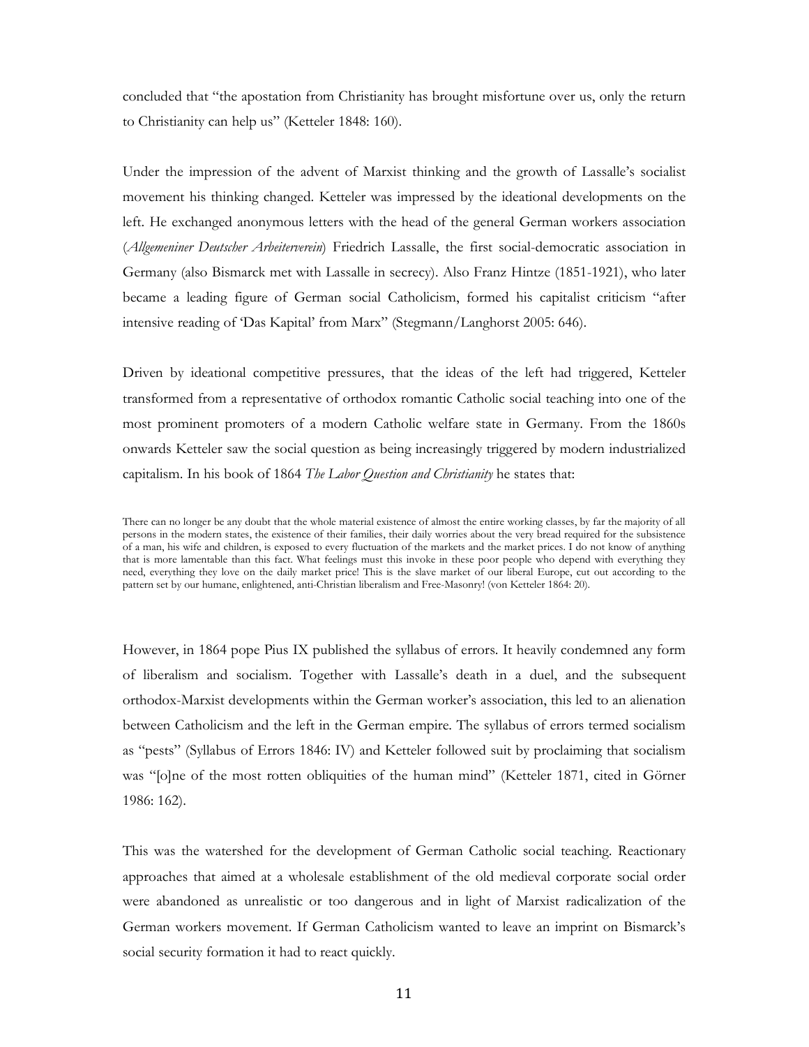concluded that "the apostation from Christianity has brought misfortune over us, only the return to Christianity can help us" (Ketteler 1848: 160).

Under the impression of the advent of Marxist thinking and the growth of Lassalle's socialist movement his thinking changed. Ketteler was impressed by the ideational developments on the left. He exchanged anonymous letters with the head of the general German workers association (*Allgemeniner Deutscher Arbeiterverein*) Friedrich Lassalle, the first social-democratic association in Germany (also Bismarck met with Lassalle in secrecy). Also Franz Hintze (1851-1921), who later became a leading figure of German social Catholicism, formed his capitalist criticism "after intensive reading of 'Das Kapital' from Marx" (Stegmann/Langhorst 2005: 646).

Driven by ideational competitive pressures, that the ideas of the left had triggered, Ketteler transformed from a representative of orthodox romantic Catholic social teaching into one of the most prominent promoters of a modern Catholic welfare state in Germany. From the 1860s onwards Ketteler saw the social question as being increasingly triggered by modern industrialized capitalism. In his book of 1864 *The Labor Question and Christianity* he states that:

> There can no longer be any doubt that the whole material existence of almost the entire working classes, by far the majority of all persons in the modern states, the existence of their families, their daily worries about the very bread required for the subsistence of a man, his wife and children, is exposed to every fluctuation of the markets and the market prices. I do not know of anything that is more lamentable than this fact. What feelings must this invoke in these poor people who depend with everything they need, everything they love on the daily market price! This is the slave market of our liberal Europe, cut out according to the pattern set by our humane, enlightened, anti-Christian liberalism and Free-Masonry! (von Ketteler 1864: 20).

However, in 1864 pope Pius IX published the syllabus of errors. It heavily condemned any form of liberalism and socialism. Together with Lassalle's death in a duel, and the subsequent orthodox-Marxist developments within the German worker's association, this led to an alienation between Catholicism and the left in the German empire. The syllabus of errors termed socialism as "pests" (Syllabus of Errors 1846: IV) and Ketteler followed suit by proclaiming that socialism was "[o]ne of the most rotten obliquities of the human mind" (Ketteler 1871, cited in Görner 1986: 162).

This was the watershed for the development of German Catholic social teaching. Reactionary approaches that aimed at a wholesale establishment of the old medieval corporate social order were abandoned as unrealistic or too dangerous and in light of Marxist radicalization of the German workers movement. If German Catholicism wanted to leave an imprint on Bismarck's social security formation it had to react quickly.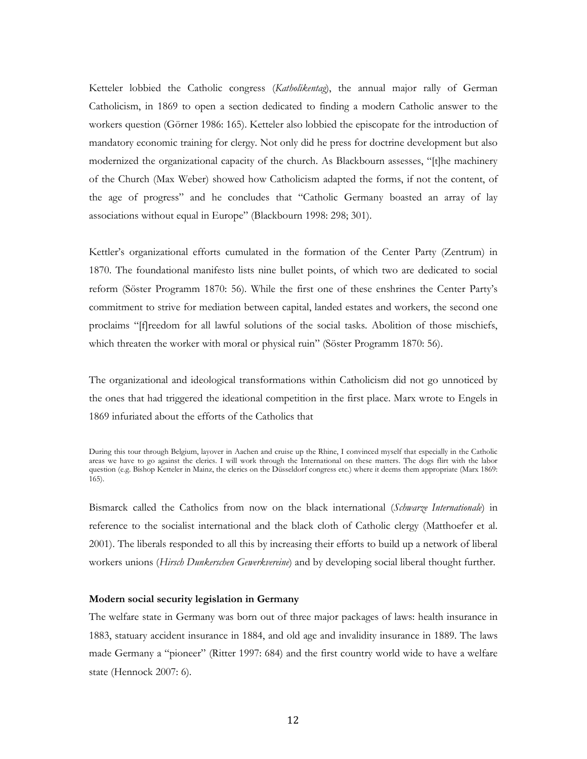Ketteler lobbied the Catholic congress (*Katholikentag*), the annual major rally of German Catholicism, in 1869 to open a section dedicated to finding a modern Catholic answer to the workers question (Görner 1986: 165). Ketteler also lobbied the episcopate for the introduction of mandatory economic training for clergy. Not only did he press for doctrine development but also modernized the organizational capacity of the church. As Blackbourn assesses, "[t]he machinery of the Church (Max Weber) showed how Catholicism adapted the forms, if not the content, of the age of progress" and he concludes that "Catholic Germany boasted an array of lay associations without equal in Europe" (Blackbourn 1998: 298; 301).

Kettler's organizational efforts cumulated in the formation of the Center Party (Zentrum) in 1870. The foundational manifesto lists nine bullet points, of which two are dedicated to social reform (Söster Programm 1870: 56). While the first one of these enshrines the Center Party's commitment to strive for mediation between capital, landed estates and workers, the second one proclaims "[f]reedom for all lawful solutions of the social tasks. Abolition of those mischiefs, which threaten the worker with moral or physical ruin" (Söster Programm 1870: 56).

The organizational and ideological transformations within Catholicism did not go unnoticed by the ones that had triggered the ideational competition in the first place. Marx wrote to Engels in 1869 infuriated about the efforts of the Catholics that

> During this tour through Belgium, layover in Aachen and cruise up the Rhine, I convinced myself that especially in the Catholic areas we have to go against the clerics. I will work through the International on these matters. The dogs flirt with the labor question (e.g. Bishop Ketteler in Mainz, the clerics on the Düsseldorf congress etc.) where it deems them appropriate (Marx 1869: 165).

Bismarck called the Catholics from now on the black international (*Schwarze Internationale*) in reference to the socialist international and the black cloth of Catholic clergy (Matthoefer et al. 2001). The liberals responded to all this by increasing their efforts to build up a network of liberal workers unions (*Hirsch Dunkerschen Gewerkvereine*) and by developing social liberal thought further.

**Modern social security legislation in Germany**

The welfare state in Germany was born out of three major packages of laws: health insurance in 1883, statuary accident insurance in 1884, and old age and invalidity insurance in 1889. The laws made Germany a "pioneer" (Ritter 1997: 684) and the first country world wide to have a welfare state (Hennock 2007: 6).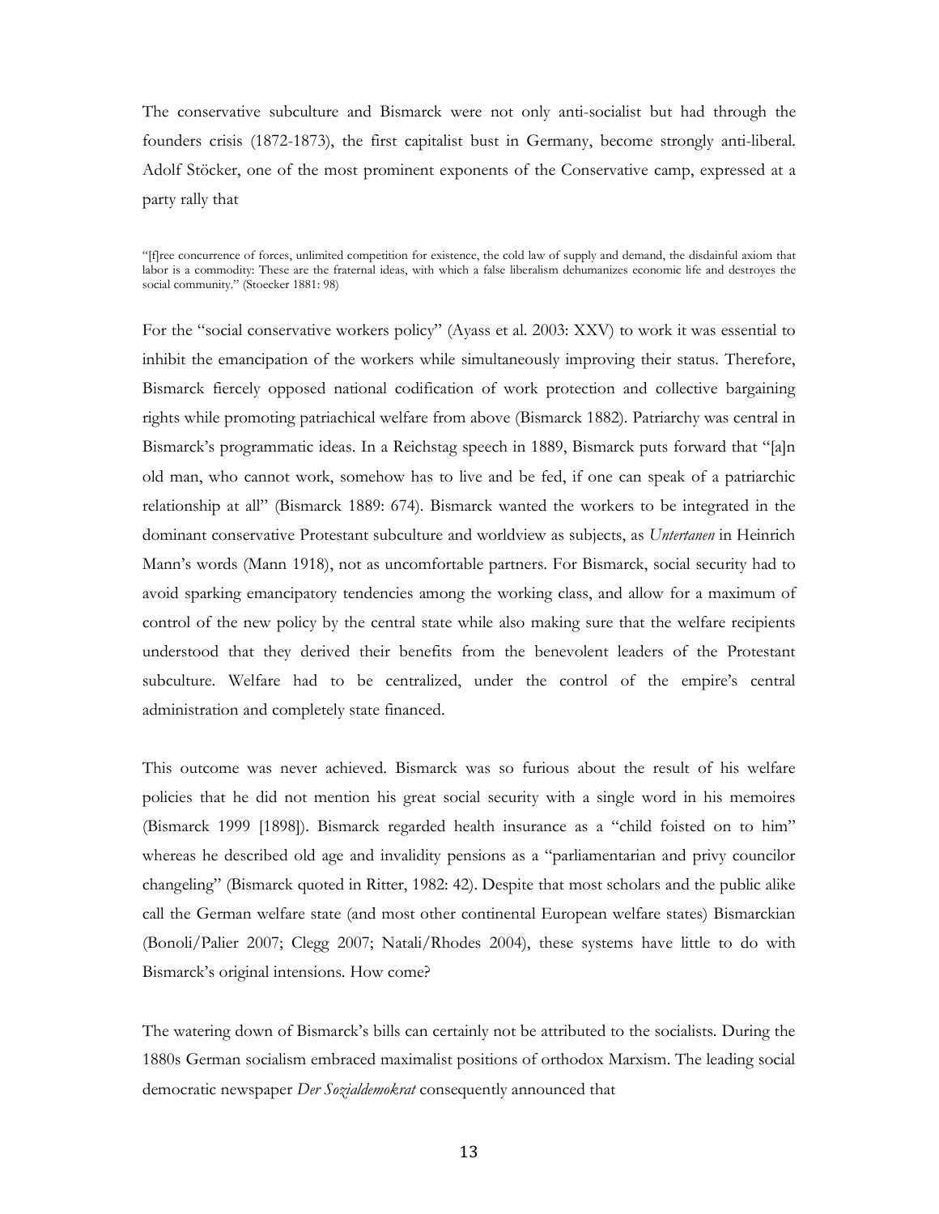The conservative subculture and Bismarck were not only anti-socialist but had through the founders crisis (1872-1873), the first capitalist bust in Germany, become strongly anti-liberal. Adolf Stöcker, one of the most prominent exponents of the Conservative camp, expressed at a party rally that

> "[f]ree concurrence of forces, unlimited competition for existence, the cold law of supply and demand, the disdainful axiom that labor is a commodity: These are the fraternal ideas, with which a false liberalism dehumanizes economic life and destroyes the social community." (Stoecker 1881: 98)

For the "social conservative workers policy" (Ayass et al. 2003: XXV) to work it was essential to inhibit the emancipation of the workers while simultaneously improving their status. Therefore, Bismarck fiercely opposed national codification of work protection and collective bargaining rights while promoting patriachical welfare from above (Bismarck 1882). Patriarchy was central in Bismarck's programmatic ideas. In a Reichstag speech in 1889, Bismarck puts forward that "[a]n old man, who cannot work, somehow has to live and be fed, if one can speak of a patriarchic relationship at all" (Bismarck 1889: 674). Bismarck wanted the workers to be integrated in the dominant conservative Protestant subculture and worldview as subjects, as *Untertanen* in Heinrich Mann's words (Mann 1918), not as uncomfortable partners. For Bismarck, social security had to avoid sparking emancipatory tendencies among the working class, and allow for a maximum of control of the new policy by the central state while also making sure that the welfare recipients understood that they derived their benefits from the benevolent leaders of the Protestant subculture. Welfare had to be centralized, under the control of the empire's central administration and completely state financed.

This outcome was never achieved. Bismarck was so furious about the result of his welfare policies that he did not mention his great social security with a single word in his memoires (Bismarck 1999 [1898]). Bismarck regarded health insurance as a "child foisted on to him" whereas he described old age and invalidity pensions as a "parliamentarian and privy councilor changeling" (Bismarck quoted in Ritter, 1982: 42). Despite that most scholars and the public alike call the German welfare state (and most other continental European welfare states) Bismarckian (Bonoli/Palier 2007; Clegg 2007; Natali/Rhodes 2004), these systems have little to do with Bismarck's original intensions. How come?

The watering down of Bismarck's bills can certainly not be attributed to the socialists. During the 1880s German socialism embraced maximalist positions of orthodox Marxism. The leading social democratic newspaper *Der Sozialdemokrat* consequently announced that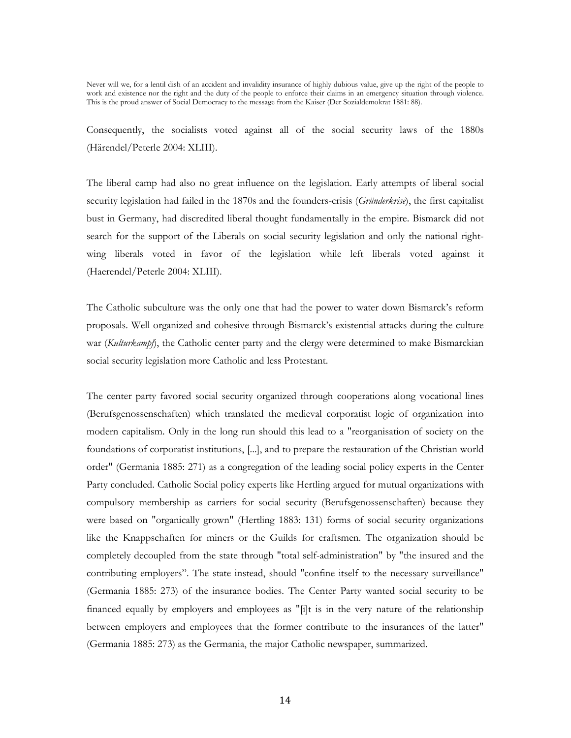> Never will we, for a lentil dish of an accident and invalidity insurance of highly dubious value, give up the right of the people to work and existence nor the right and the duty of the people to enforce their claims in an emergency situation through violence. This is the proud answer of Social Democracy to the message from the Kaiser (Der Sozialdemokrat 1881: 88).

Consequently, the socialists voted against all of the social security laws of the 1880s (Härendel/Peterle 2004: XLIII).

The liberal camp had also no great influence on the legislation. Early attempts of liberal social security legislation had failed in the 1870s and the founders-crisis (*Gründerkrise*), the first capitalist bust in Germany, had discredited liberal thought fundamentally in the empire. Bismarck did not search for the support of the Liberals on social security legislation and only the national right-wing liberals voted in favor of the legislation while left liberals voted against it (Haerendel/Peterle 2004: XLIII).

The Catholic subculture was the only one that had the power to water down Bismarck's reform proposals. Well organized and cohesive through Bismarck's existential attacks during the culture war (*Kulturkampf*), the Catholic center party and the clergy were determined to make Bismarckian social security legislation more Catholic and less Protestant.

The center party favored social security organized through cooperations along vocational lines (Berufsgenossenschaften) which translated the medieval corporatist logic of organization into modern capitalism. Only in the long run should this lead to a "reorganisation of society on the foundations of corporatist institutions, [...], and to prepare the restauration of the Christian world order" (Germania 1885: 271) as a congregation of the leading social policy experts in the Center Party concluded. Catholic Social policy experts like Hertling argued for mutual organizations with compulsory membership as carriers for social security (Berufsgenossenschaften) because they were based on "organically grown" (Hertling 1883: 131) forms of social security organizations like the Knappschaften for miners or the Guilds for craftsmen. The organization should be completely decoupled from the state through "total self-administration" by "the insured and the contributing employers". The state instead, should "confine itself to the necessary surveillance" (Germania 1885: 273) of the insurance bodies. The Center Party wanted social security to be financed equally by employers and employees as "[i]t is in the very nature of the relationship between employers and employees that the former contribute to the insurances of the latter" (Germania 1885: 273) as the Germania, the major Catholic newspaper, summarized.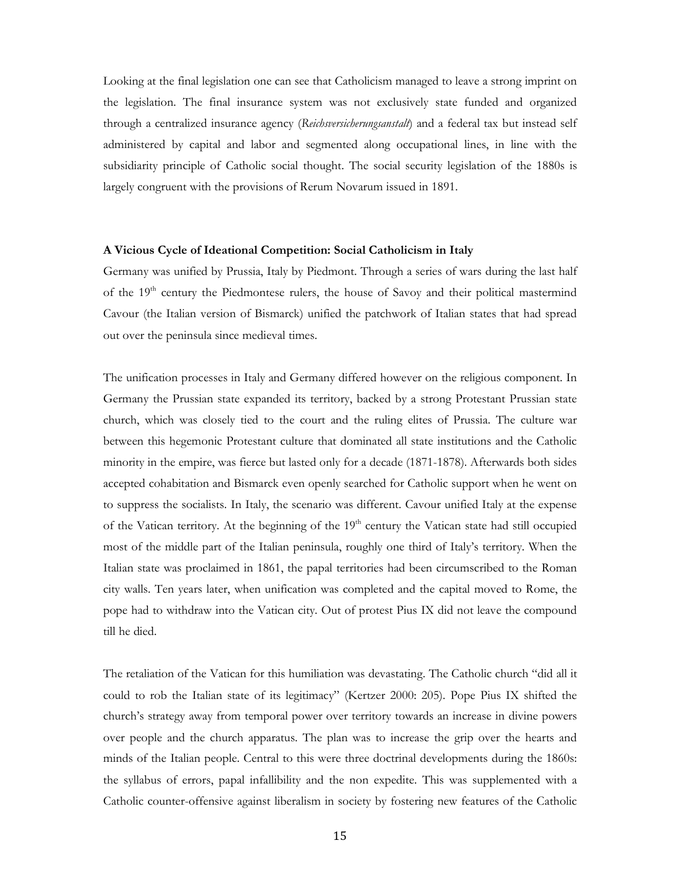Looking at the final legislation one can see that Catholicism managed to leave a strong imprint on the legislation. The final insurance system was not exclusively state funded and organized through a centralized insurance agency (*Reichsversicherungsanstalt*) and a federal tax but instead self administered by capital and labor and segmented along occupational lines, in line with the subsidiarity principle of Catholic social thought. The social security legislation of the 1880s is largely congruent with the provisions of Rerum Novarum issued in 1891.

**A Vicious Cycle of Ideational Competition: Social Catholicism in Italy**

Germany was unified by Prussia, Italy by Piedmont. Through a series of wars during the last half of the 19th century the Piedmontese rulers, the house of Savoy and their political mastermind Cavour (the Italian version of Bismarck) unified the patchwork of Italian states that had spread out over the peninsula since medieval times.

The unification processes in Italy and Germany differed however on the religious component. In Germany the Prussian state expanded its territory, backed by a strong Protestant Prussian state church, which was closely tied to the court and the ruling elites of Prussia. The culture war between this hegemonic Protestant culture that dominated all state institutions and the Catholic minority in the empire, was fierce but lasted only for a decade (1871-1878). Afterwards both sides accepted cohabitation and Bismarck even openly searched for Catholic support when he went on to suppress the socialists. In Italy, the scenario was different. Cavour unified Italy at the expense of the Vatican territory. At the beginning of the 19th century the Vatican state had still occupied most of the middle part of the Italian peninsula, roughly one third of Italy's territory. When the Italian state was proclaimed in 1861, the papal territories had been circumscribed to the Roman city walls. Ten years later, when unification was completed and the capital moved to Rome, the pope had to withdraw into the Vatican city. Out of protest Pius IX did not leave the compound till he died.

The retaliation of the Vatican for this humiliation was devastating. The Catholic church "did all it could to rob the Italian state of its legitimacy" (Kertzer 2000: 205). Pope Pius IX shifted the church's strategy away from temporal power over territory towards an increase in divine powers over people and the church apparatus. The plan was to increase the grip over the hearts and minds of the Italian people. Central to this were three doctrinal developments during the 1860s: the syllabus of errors, papal infallibility and the non expedite. This was supplemented with a Catholic counter-offensive against liberalism in society by fostering new features of the Catholic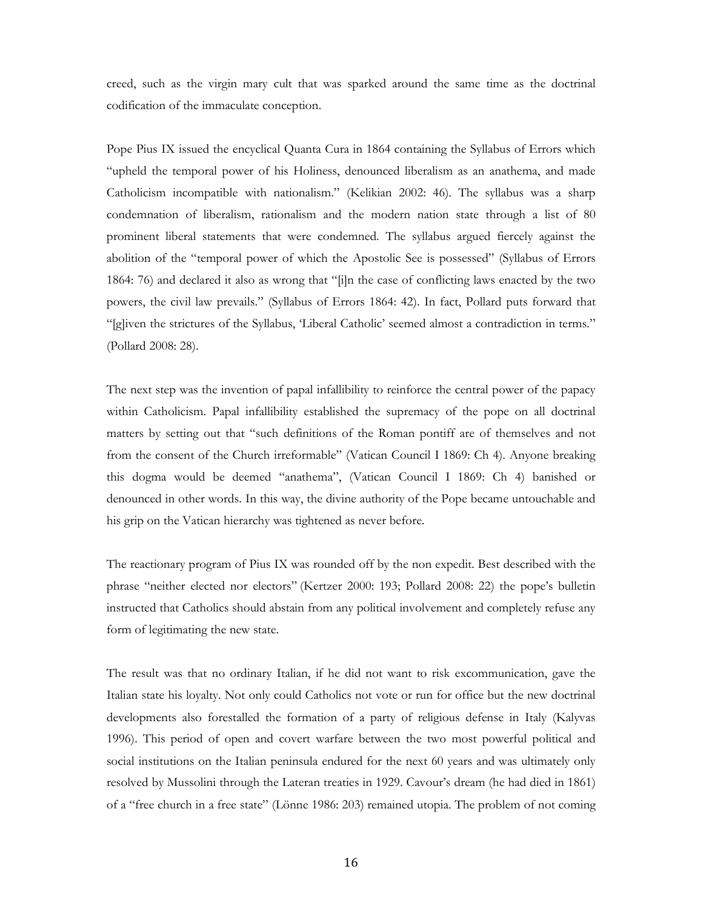creed, such as the virgin mary cult that was sparked around the same time as the doctrinal codification of the immaculate conception.

Pope Pius IX issued the encyclical Quanta Cura in 1864 containing the Syllabus of Errors which "upheld the temporal power of his Holiness, denounced liberalism as an anathema, and made Catholicism incompatible with nationalism." (Kelikian 2002: 46). The syllabus was a sharp condemnation of liberalism, rationalism and the modern nation state through a list of 80 prominent liberal statements that were condemned. The syllabus argued fiercely against the abolition of the "temporal power of which the Apostolic See is possessed" (Syllabus of Errors 1864: 76) and declared it also as wrong that "[i]n the case of conflicting laws enacted by the two powers, the civil law prevails." (Syllabus of Errors 1864: 42). In fact, Pollard puts forward that "[g]iven the strictures of the Syllabus, 'Liberal Catholic' seemed almost a contradiction in terms." (Pollard 2008: 28).

The next step was the invention of papal infallibility to reinforce the central power of the papacy within Catholicism. Papal infallibility established the supremacy of the pope on all doctrinal matters by setting out that "such definitions of the Roman pontiff are of themselves and not from the consent of the Church irreformable" (Vatican Council I 1869: Ch 4). Anyone breaking this dogma would be deemed "anathema", (Vatican Council I 1869: Ch 4) banished or denounced in other words. In this way, the divine authority of the Pope became untouchable and his grip on the Vatican hierarchy was tightened as never before.

The reactionary program of Pius IX was rounded off by the non expedit. Best described with the phrase "neither elected nor electors" (Kertzer 2000: 193; Pollard 2008: 22) the pope's bulletin instructed that Catholics should abstain from any political involvement and completely refuse any form of legitimating the new state.

The result was that no ordinary Italian, if he did not want to risk excommunication, gave the Italian state his loyalty. Not only could Catholics not vote or run for office but the new doctrinal developments also forestalled the formation of a party of religious defense in Italy (Kalyvas 1996). This period of open and covert warfare between the two most powerful political and social institutions on the Italian peninsula endured for the next 60 years and was ultimately only resolved by Mussolini through the Lateran treaties in 1929. Cavour's dream (he had died in 1861) of a "free church in a free state" (Lönne 1986: 203) remained utopia. The problem of not coming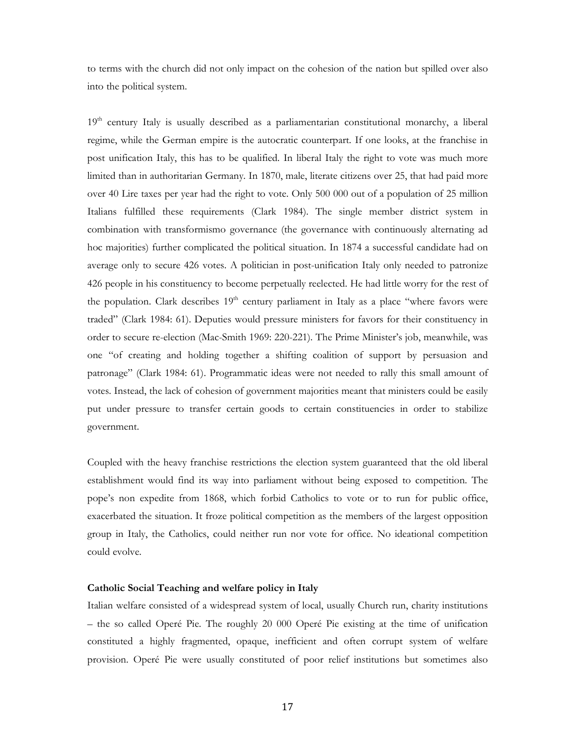to terms with the church did not only impact on the cohesion of the nation but spilled over also into the political system.

19th century Italy is usually described as a parliamentarian constitutional monarchy, a liberal regime, while the German empire is the autocratic counterpart. If one looks, at the franchise in post unification Italy, this has to be qualified. In liberal Italy the right to vote was much more limited than in authoritarian Germany. In 1870, male, literate citizens over 25, that had paid more over 40 Lire taxes per year had the right to vote. Only 500 000 out of a population of 25 million Italians fulfilled these requirements (Clark 1984). The single member district system in combination with transformismo governance (the governance with continuously alternating ad hoc majorities) further complicated the political situation. In 1874 a successful candidate had on average only to secure 426 votes. A politician in post-unification Italy only needed to patronize 426 people in his constituency to become perpetually reelected. He had little worry for the rest of the population. Clark describes 19th century parliament in Italy as a place "where favors were traded" (Clark 1984: 61). Deputies would pressure ministers for favors for their constituency in order to secure re-election (Mac-Smith 1969: 220-221). The Prime Minister's job, meanwhile, was one "of creating and holding together a shifting coalition of support by persuasion and patronage" (Clark 1984: 61). Programmatic ideas were not needed to rally this small amount of votes. Instead, the lack of cohesion of government majorities meant that ministers could be easily put under pressure to transfer certain goods to certain constituencies in order to stabilize government.

Coupled with the heavy franchise restrictions the election system guaranteed that the old liberal establishment would find its way into parliament without being exposed to competition. The pope's non expedite from 1868, which forbid Catholics to vote or to run for public office, exacerbated the situation. It froze political competition as the members of the largest opposition group in Italy, the Catholics, could neither run nor vote for office. No ideational competition could evolve.

**Catholic Social Teaching and welfare policy in Italy**

Italian welfare consisted of a widespread system of local, usually Church run, charity institutions – the so called Operé Pie. The roughly 20 000 Operé Pie existing at the time of unification constituted a highly fragmented, opaque, inefficient and often corrupt system of welfare provision. Operé Pie were usually constituted of poor relief institutions but sometimes also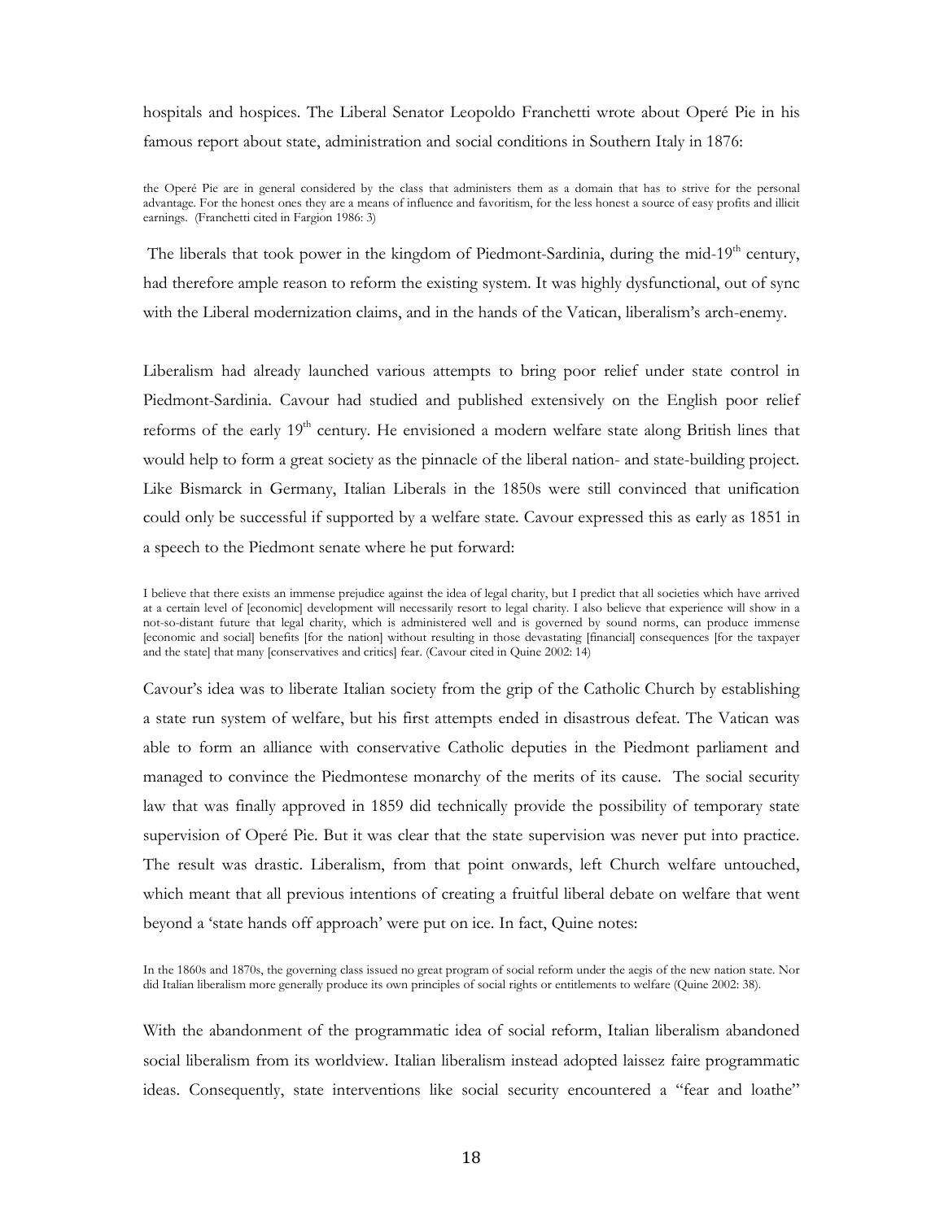hospitals and hospices. The Liberal Senator Leopoldo Franchetti wrote about Operé Pie in his famous report about state, administration and social conditions in Southern Italy in 1876:

> the Operé Pie are in general considered by the class that administers them as a domain that has to strive for the personal advantage. For the honest ones they are a means of influence and favoritism, for the less honest a source of easy profits and illicit earnings. (Franchetti cited in Fargion 1986: 3)

The liberals that took power in the kingdom of Piedmont-Sardinia, during the mid-19th century, had therefore ample reason to reform the existing system. It was highly dysfunctional, out of sync with the Liberal modernization claims, and in the hands of the Vatican, liberalism's arch-enemy.

Liberalism had already launched various attempts to bring poor relief under state control in Piedmont-Sardinia. Cavour had studied and published extensively on the English poor relief reforms of the early 19th century. He envisioned a modern welfare state along British lines that would help to form a great society as the pinnacle of the liberal nation- and state-building project. Like Bismarck in Germany, Italian Liberals in the 1850s were still convinced that unification could only be successful if supported by a welfare state. Cavour expressed this as early as 1851 in a speech to the Piedmont senate where he put forward:

> I believe that there exists an immense prejudice against the idea of legal charity, but I predict that all societies which have arrived at a certain level of [economic] development will necessarily resort to legal charity. I also believe that experience will show in a not-so-distant future that legal charity, which is administered well and is governed by sound norms, can produce immense [economic and social] benefits [for the nation] without resulting in those devastating [financial] consequences [for the taxpayer and the state] that many [conservatives and critics] fear. (Cavour cited in Quine 2002: 14)

Cavour's idea was to liberate Italian society from the grip of the Catholic Church by establishing a state run system of welfare, but his first attempts ended in disastrous defeat. The Vatican was able to form an alliance with conservative Catholic deputies in the Piedmont parliament and managed to convince the Piedmontese monarchy of the merits of its cause. The social security law that was finally approved in 1859 did technically provide the possibility of temporary state supervision of Operé Pie. But it was clear that the state supervision was never put into practice. The result was drastic. Liberalism, from that point onwards, left Church welfare untouched, which meant that all previous intentions of creating a fruitful liberal debate on welfare that went beyond a 'state hands off approach' were put on ice. In fact, Quine notes:

> In the 1860s and 1870s, the governing class issued no great program of social reform under the aegis of the new nation state. Nor did Italian liberalism more generally produce its own principles of social rights or entitlements to welfare (Quine 2002: 38).

With the abandonment of the programmatic idea of social reform, Italian liberalism abandoned social liberalism from its worldview. Italian liberalism instead adopted laissez faire programmatic ideas. Consequently, state interventions like social security encountered a "fear and loathe"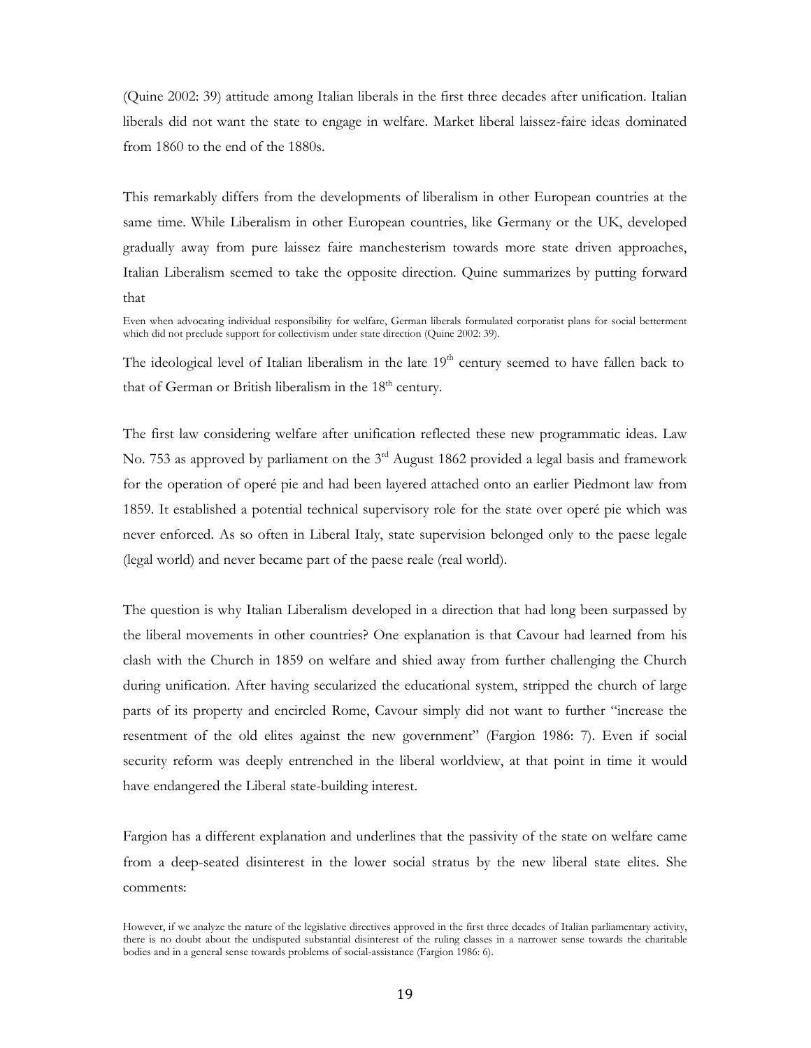(Quine 2002: 39) attitude among Italian liberals in the first three decades after unification. Italian liberals did not want the state to engage in welfare. Market liberal laissez-faire ideas dominated from 1860 to the end of the 1880s.

This remarkably differs from the developments of liberalism in other European countries at the same time. While Liberalism in other European countries, like Germany or the UK, developed gradually away from pure laissez faire manchesterism towards more state driven approaches, Italian Liberalism seemed to take the opposite direction. Quine summarizes by putting forward that

> Even when advocating individual responsibility for welfare, German liberals formulated corporatist plans for social betterment which did not preclude support for collectivism under state direction (Quine 2002: 39).

The ideological level of Italian liberalism in the late 19th century seemed to have fallen back to that of German or British liberalism in the 18th century.

The first law considering welfare after unification reflected these new programmatic ideas. Law No. 753 as approved by parliament on the 3rd August 1862 provided a legal basis and framework for the operation of operé pie and had been layered attached onto an earlier Piedmont law from 1859. It established a potential technical supervisory role for the state over operé pie which was never enforced. As so often in Liberal Italy, state supervision belonged only to the paese legale (legal world) and never became part of the paese reale (real world).

The question is why Italian Liberalism developed in a direction that had long been surpassed by the liberal movements in other countries? One explanation is that Cavour had learned from his clash with the Church in 1859 on welfare and shied away from further challenging the Church during unification. After having secularized the educational system, stripped the church of large parts of its property and encircled Rome, Cavour simply did not want to further "increase the resentment of the old elites against the new government" (Fargion 1986: 7). Even if social security reform was deeply entrenched in the liberal worldview, at that point in time it would have endangered the Liberal state-building interest.

Fargion has a different explanation and underlines that the passivity of the state on welfare came from a deep-seated disinterest in the lower social stratus by the new liberal state elites. She comments:

> However, if we analyze the nature of the legislative directives approved in the first three decades of Italian parliamentary activity, there is no doubt about the undisputed substantial disinterest of the ruling classes in a narrower sense towards the charitable bodies and in a general sense towards problems of social-assistance (Fargion 1986: 6).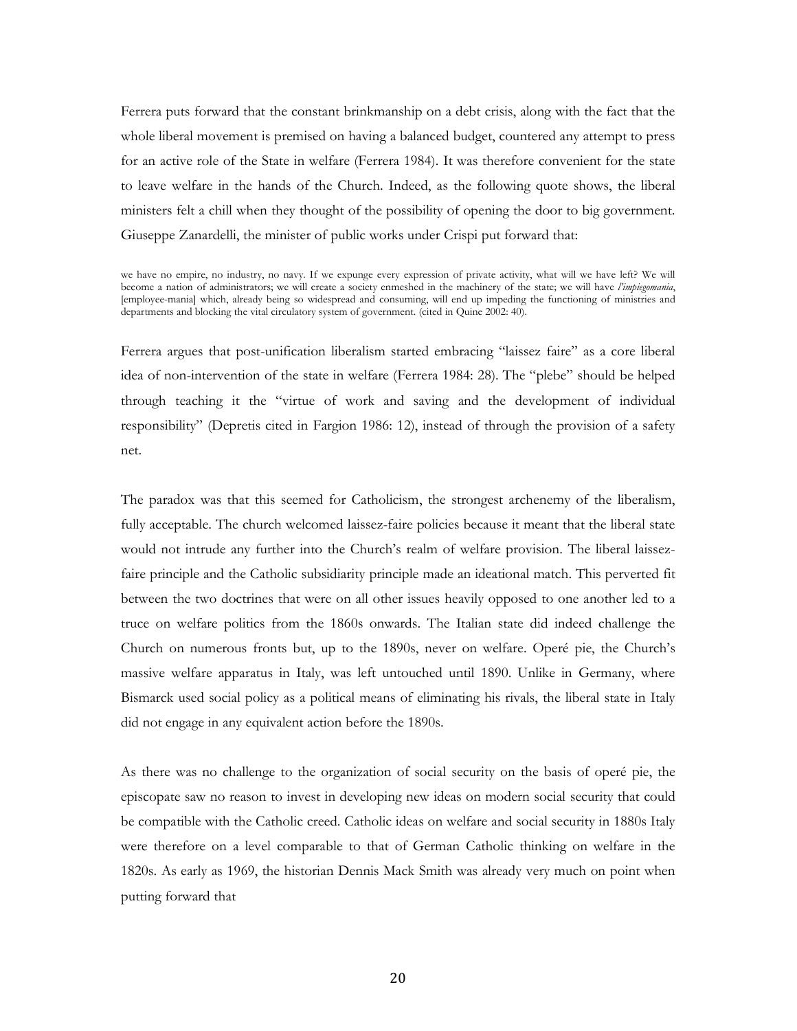Ferrera puts forward that the constant brinkmanship on a debt crisis, along with the fact that the whole liberal movement is premised on having a balanced budget, countered any attempt to press for an active role of the State in welfare (Ferrera 1984). It was therefore convenient for the state to leave welfare in the hands of the Church. Indeed, as the following quote shows, the liberal ministers felt a chill when they thought of the possibility of opening the door to big government. Giuseppe Zanardelli, the minister of public works under Crispi put forward that:

> we have no empire, no industry, no navy. If we expunge every expression of private activity, what will we have left? We will become a nation of administrators; we will create a society enmeshed in the machinery of the state; we will have *l'impiegomania*, [employee-mania] which, already being so widespread and consuming, will end up impeding the functioning of ministries and departments and blocking the vital circulatory system of government. (cited in Quine 2002: 40).

Ferrera argues that post-unification liberalism started embracing "laissez faire" as a core liberal idea of non-intervention of the state in welfare (Ferrera 1984: 28). The "plebe" should be helped through teaching it the "virtue of work and saving and the development of individual responsibility" (Depretis cited in Fargion 1986: 12), instead of through the provision of a safety net.

The paradox was that this seemed for Catholicism, the strongest archenemy of the liberalism, fully acceptable. The church welcomed laissez-faire policies because it meant that the liberal state would not intrude any further into the Church's realm of welfare provision. The liberal laissez-faire principle and the Catholic subsidiarity principle made an ideational match. This perverted fit between the two doctrines that were on all other issues heavily opposed to one another led to a truce on welfare politics from the 1860s onwards. The Italian state did indeed challenge the Church on numerous fronts but, up to the 1890s, never on welfare. Operé pie, the Church's massive welfare apparatus in Italy, was left untouched until 1890. Unlike in Germany, where Bismarck used social policy as a political means of eliminating his rivals, the liberal state in Italy did not engage in any equivalent action before the 1890s.

As there was no challenge to the organization of social security on the basis of operé pie, the episcopate saw no reason to invest in developing new ideas on modern social security that could be compatible with the Catholic creed. Catholic ideas on welfare and social security in 1880s Italy were therefore on a level comparable to that of German Catholic thinking on welfare in the 1820s. As early as 1969, the historian Dennis Mack Smith was already very much on point when putting forward that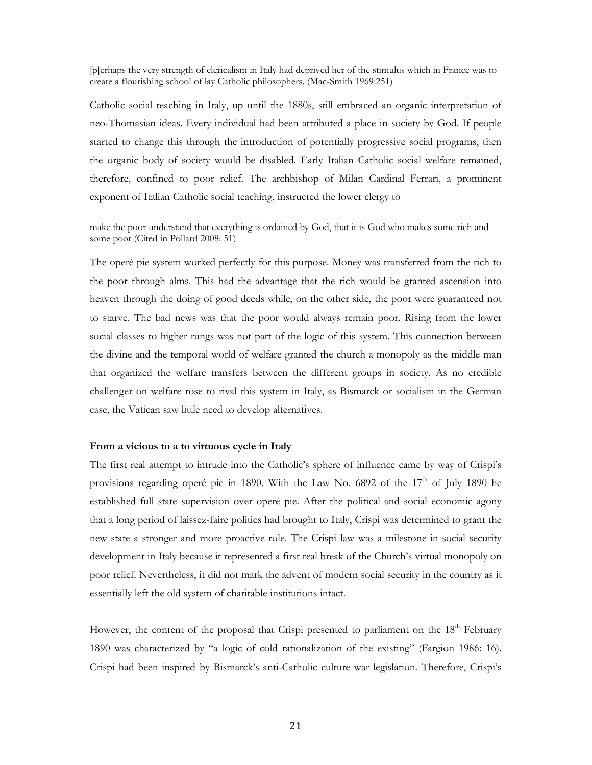> [p]erhaps the very strength of clericalism in Italy had deprived her of the stimulus which in France was to create a flourishing school of lay Catholic philosophers. (Mac-Smith 1969:251)

Catholic social teaching in Italy, up until the 1880s, still embraced an organic interpretation of neo-Thomasian ideas. Every individual had been attributed a place in society by God. If people started to change this through the introduction of potentially progressive social programs, then the organic body of society would be disabled. Early Italian Catholic social welfare remained, therefore, confined to poor relief. The archbishop of Milan Cardinal Ferrari, a prominent exponent of Italian Catholic social teaching, instructed the lower clergy to

> make the poor understand that everything is ordained by God, that it is God who makes some rich and some poor (Cited in Pollard 2008: 51)

The operé pie system worked perfectly for this purpose. Money was transferred from the rich to the poor through alms. This had the advantage that the rich would be granted ascension into heaven through the doing of good deeds while, on the other side, the poor were guaranteed not to starve. The bad news was that the poor would always remain poor. Rising from the lower social classes to higher rungs was not part of the logic of this system. This connection between the divine and the temporal world of welfare granted the church a monopoly as the middle man that organized the welfare transfers between the different groups in society. As no credible challenger on welfare rose to rival this system in Italy, as Bismarck or socialism in the German case, the Vatican saw little need to develop alternatives.

**From a vicious to a to virtuous cycle in Italy**

The first real attempt to intrude into the Catholic's sphere of influence came by way of Crispi's provisions regarding operé pie in 1890. With the Law No. 6892 of the 17th of July 1890 he established full state supervision over operé pie. After the political and social economic agony that a long period of laissez-faire politics had brought to Italy, Crispi was determined to grant the new state a stronger and more proactive role. The Crispi law was a milestone in social security development in Italy because it represented a first real break of the Church's virtual monopoly on poor relief. Nevertheless, it did not mark the advent of modern social security in the country as it essentially left the old system of charitable institutions intact.

However, the content of the proposal that Crispi presented to parliament on the 18th February 1890 was characterized by "a logic of cold rationalization of the existing" (Fargion 1986: 16). Crispi had been inspired by Bismarck's anti-Catholic culture war legislation. Therefore, Crispi's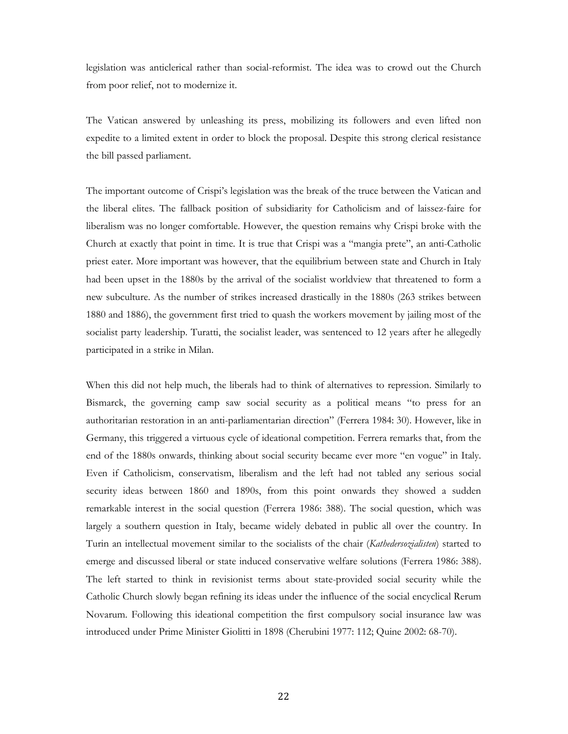legislation was anticlerical rather than social-reformist. The idea was to crowd out the Church from poor relief, not to modernize it.

The Vatican answered by unleashing its press, mobilizing its followers and even lifted non expedite to a limited extent in order to block the proposal. Despite this strong clerical resistance the bill passed parliament.

The important outcome of Crispi's legislation was the break of the truce between the Vatican and the liberal elites. The fallback position of subsidiarity for Catholicism and of laissez-faire for liberalism was no longer comfortable. However, the question remains why Crispi broke with the Church at exactly that point in time. It is true that Crispi was a "mangia prete", an anti-Catholic priest eater. More important was however, that the equilibrium between state and Church in Italy had been upset in the 1880s by the arrival of the socialist worldview that threatened to form a new subculture. As the number of strikes increased drastically in the 1880s (263 strikes between 1880 and 1886), the government first tried to quash the workers movement by jailing most of the socialist party leadership. Turatti, the socialist leader, was sentenced to 12 years after he allegedly participated in a strike in Milan.

When this did not help much, the liberals had to think of alternatives to repression. Similarly to Bismarck, the governing camp saw social security as a political means "to press for an authoritarian restoration in an anti-parliamentarian direction" (Ferrera 1984: 30). However, like in Germany, this triggered a virtuous cycle of ideational competition. Ferrera remarks that, from the end of the 1880s onwards, thinking about social security became ever more "en vogue" in Italy. Even if Catholicism, conservatism, liberalism and the left had not tabled any serious social security ideas between 1860 and 1890s, from this point onwards they showed a sudden remarkable interest in the social question (Ferrera 1986: 388). The social question, which was largely a southern question in Italy, became widely debated in public all over the country. In Turin an intellectual movement similar to the socialists of the chair (*Kathedersozialisten*) started to emerge and discussed liberal or state induced conservative welfare solutions (Ferrera 1986: 388). The left started to think in revisionist terms about state-provided social security while the Catholic Church slowly began refining its ideas under the influence of the social encyclical Rerum Novarum. Following this ideational competition the first compulsory social insurance law was introduced under Prime Minister Giolitti in 1898 (Cherubini 1977: 112; Quine 2002: 68-70).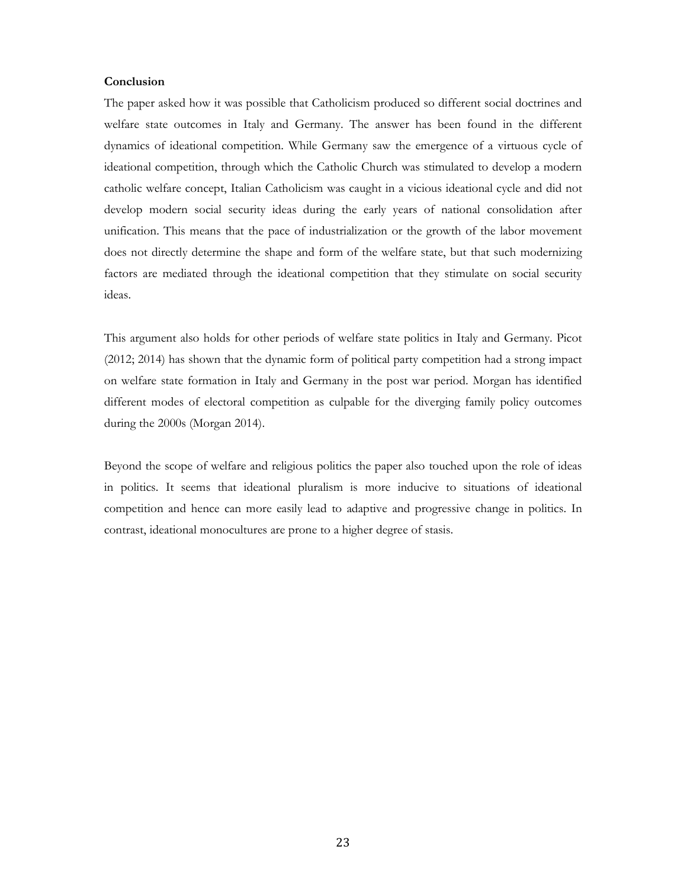## Conclusion

The paper asked how it was possible that Catholicism produced so different social doctrines and welfare state outcomes in Italy and Germany. The answer has been found in the different dynamics of ideational competition. While Germany saw the emergence of a virtuous cycle of ideational competition, through which the Catholic Church was stimulated to develop a modern catholic welfare concept, Italian Catholicism was caught in a vicious ideational cycle and did not develop modern social security ideas during the early years of national consolidation after unification. This means that the pace of industrialization or the growth of the labor movement does not directly determine the shape and form of the welfare state, but that such modernizing factors are mediated through the ideational competition that they stimulate on social security ideas.

This argument also holds for other periods of welfare state politics in Italy and Germany. Picot (2012; 2014) has shown that the dynamic form of political party competition had a strong impact on welfare state formation in Italy and Germany in the post war period. Morgan has identified different modes of electoral competition as culpable for the diverging family policy outcomes during the 2000s (Morgan 2014).

Beyond the scope of welfare and religious politics the paper also touched upon the role of ideas in politics. It seems that ideational pluralism is more inducive to situations of ideational competition and hence can more easily lead to adaptive and progressive change in politics. In contrast, ideational monocultures are prone to a higher degree of stasis.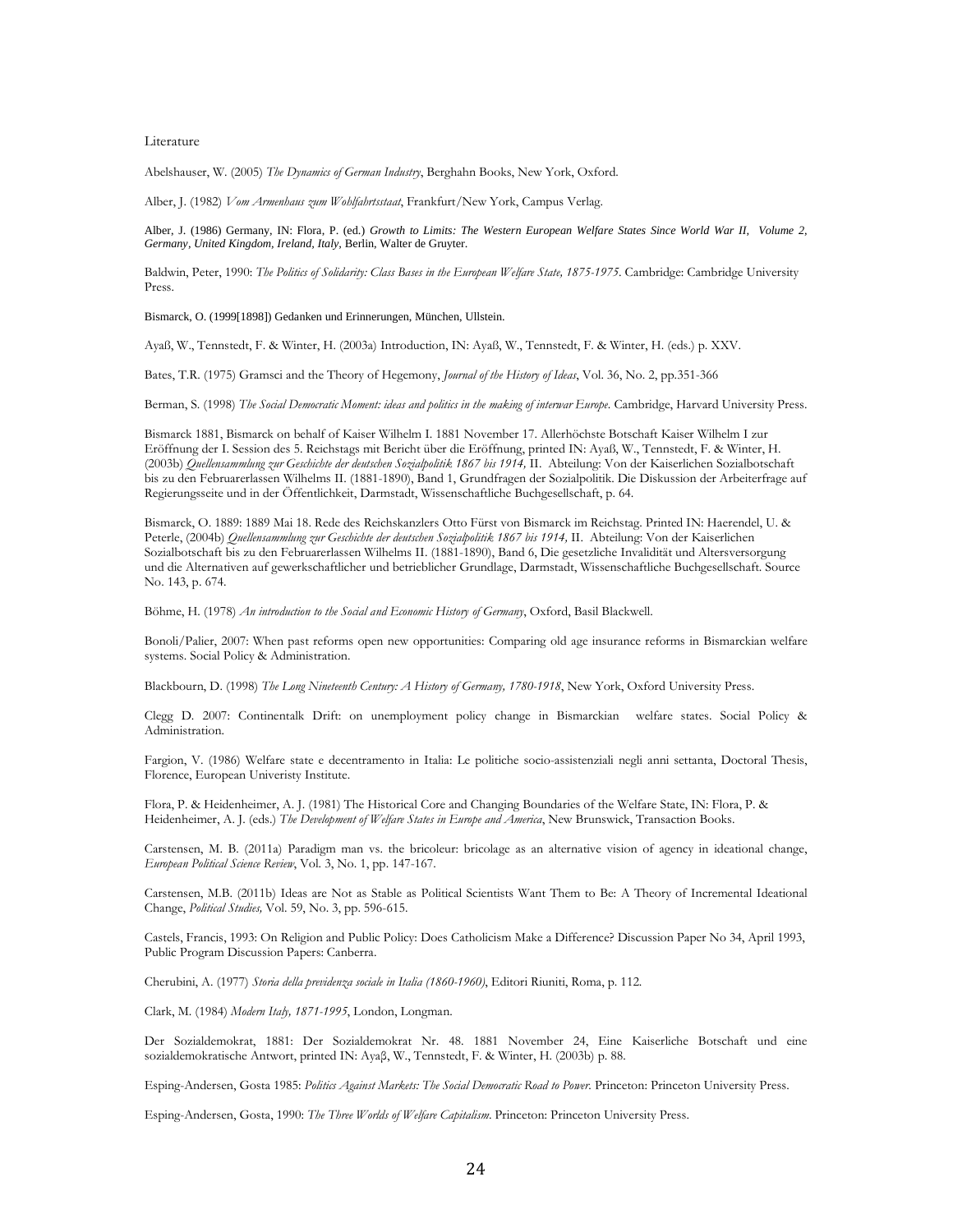Literature

Abelshauser, W. (2005) *The Dynamics of German Industry*, Berghahn Books, New York, Oxford.

Alber, J. (1982) *Vom Armenhaus zum Wohlfahrtsstaat*, Frankfurt/New York, Campus Verlag.

Alber, J. (1986) Germany, IN: Flora, P. (ed.) *Growth to Limits: The Western European Welfare States Since World War II, Volume 2, Germany, United Kingdom, Ireland, Italy,* Berlin, Walter de Gruyter.

Baldwin, Peter, 1990: *The Politics of Solidarity: Class Bases in the European Welfare State, 1875-1975*. Cambridge: Cambridge University Press.

Bismarck, O. (1999[1898]) Gedanken und Erinnerungen, München, Ullstein.

Ayaß, W., Tennstedt, F. & Winter, H. (2003a) Introduction, IN: Ayaß, W., Tennstedt, F. & Winter, H. (eds.) p. XXV.

Bates, T.R. (1975) Gramsci and the Theory of Hegemony, *Journal of the History of Ideas*, Vol. 36, No. 2, pp.351-366

Berman, S. (1998) *The Social Democratic Moment: ideas and politics in the making of interwar Europe*. Cambridge, Harvard University Press.

Bismarck 1881, Bismarck on behalf of Kaiser Wilhelm I. 1881 November 17. Allerhöchste Botschaft Kaiser Wilhelm I zur Eröffnung der I. Session des 5. Reichstags mit Bericht über die Eröffnung, printed IN: Ayaß, W., Tennstedt, F. & Winter, H. (2003b) *Quellensammlung zur Geschichte der deutschen Sozialpolitik 1867 bis 1914,* II. Abteilung: Von der Kaiserlichen Sozialbotschaft bis zu den Februarerlassen Wilhelms II. (1881-1890), Band 1, Grundfragen der Sozialpolitik. Die Diskussion der Arbeiterfrage auf Regierungsseite und in der Öffentlichkeit, Darmstadt, Wissenschaftliche Buchgesellschaft, p. 64.

Bismarck, O. 1889: 1889 Mai 18. Rede des Reichskanzlers Otto Fürst von Bismarck im Reichstag. Printed IN: Haerendel, U. & Peterle, (2004b) *Quellensammlung zur Geschichte der deutschen Sozialpolitik 1867 bis 1914,* II. Abteilung: Von der Kaiserlichen Sozialbotschaft bis zu den Februarerlassen Wilhelms II. (1881-1890), Band 6, Die gesetzliche Invalidität und Altersversorgung und die Alternativen auf gewerkschaftlicher und betrieblicher Grundlage, Darmstadt, Wissenschaftliche Buchgesellschaft. Source No. 143, p. 674.

Böhme, H. (1978) *An introduction to the Social and Economic History of Germany*, Oxford, Basil Blackwell.

Bonoli/Palier, 2007: When past reforms open new opportunities: Comparing old age insurance reforms in Bismarckian welfare systems. Social Policy & Administration.

Blackbourn, D. (1998) *The Long Nineteenth Century: A History of Germany, 1780-1918*, New York, Oxford University Press.

Clegg D. 2007: Continentalk Drift: on unemployment policy change in Bismarckian welfare states. Social Policy & Administration.

Fargion, V. (1986) Welfare state e decentramento in Italia: Le politiche socio-assistenziali negli anni settanta, Doctoral Thesis, Florence, European Univeristy Institute.

Flora, P. & Heidenheimer, A. J. (1981) The Historical Core and Changing Boundaries of the Welfare State, IN: Flora, P. & Heidenheimer, A. J. (eds.) *The Development of Welfare States in Europe and America*, New Brunswick, Transaction Books.

Carstensen, M. B. (2011a) Paradigm man vs. the bricoleur: bricolage as an alternative vision of agency in ideational change, *European Political Science Review*, Vol. 3, No. 1, pp. 147-167.

Carstensen, M.B. (2011b) Ideas are Not as Stable as Political Scientists Want Them to Be: A Theory of Incremental Ideational Change, *Political Studies,* Vol. 59, No. 3, pp. 596-615.

Castels, Francis, 1993: On Religion and Public Policy: Does Catholicism Make a Difference? Discussion Paper No 34, April 1993, Public Program Discussion Papers: Canberra.

Cherubini, A. (1977) *Storia della previdenza sociale in Italia (1860-1960)*, Editori Riuniti, Roma, p. 112.

Clark, M. (1984) *Modern Italy, 1871-1995*, London, Longman.

Der Sozialdemokrat, 1881: Der Sozialdemokrat Nr. 48. 1881 November 24, Eine Kaiserliche Botschaft und eine sozialdemokratische Antwort, printed IN: Ayaβ, W., Tennstedt, F. & Winter, H. (2003b) p. 88.

Esping-Andersen, Gosta 1985: *Politics Against Markets: The Social Democratic Road to Power.* Princeton: Princeton University Press.

Esping-Andersen, Gosta, 1990: *The Three Worlds of Welfare Capitalism*. Princeton: Princeton University Press.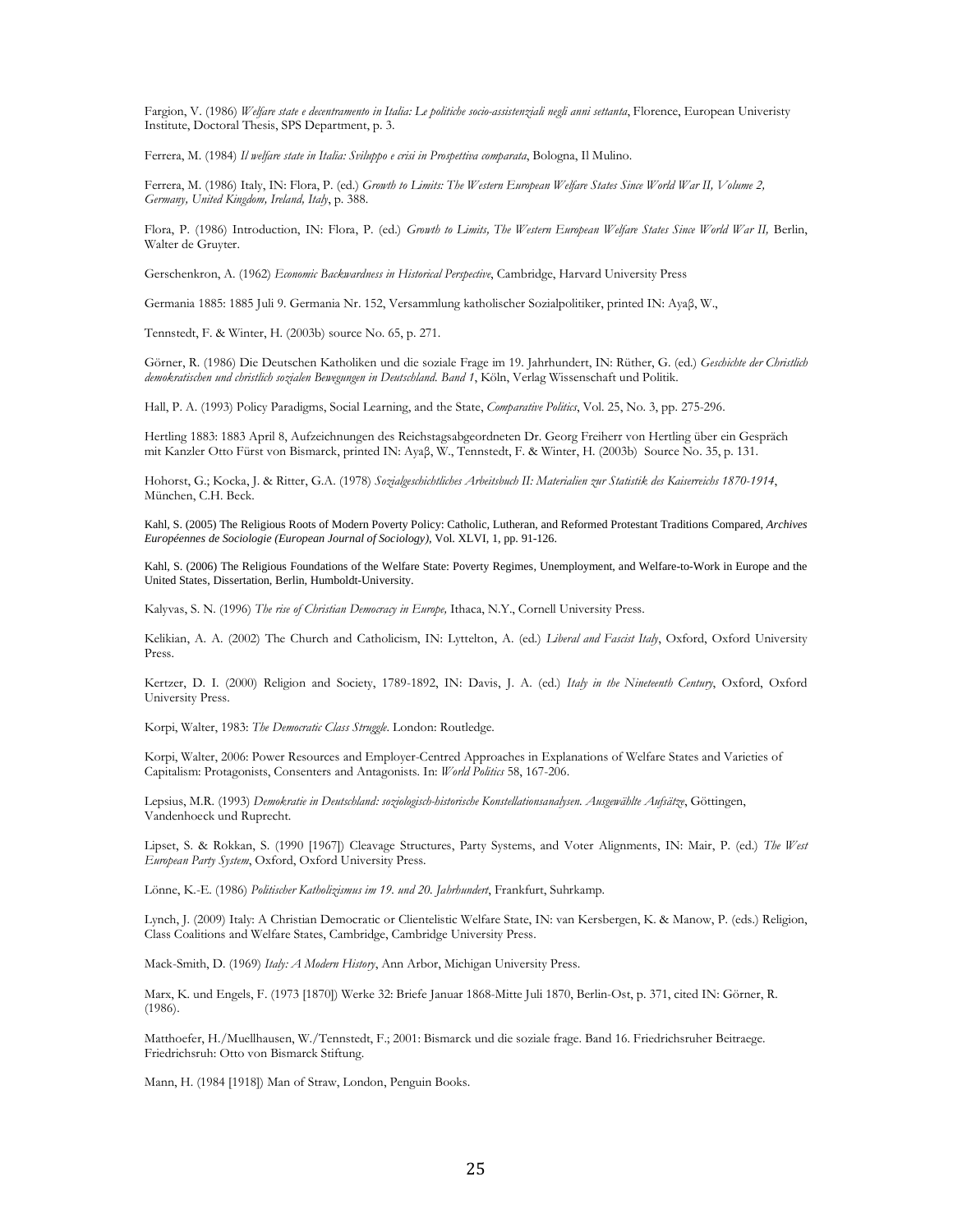Fargion, V. (1986) *Welfare state e decentramento in Italia: Le politiche socio-assistenziali negli anni settanta*, Florence, European Univeristy Institute, Doctoral Thesis, SPS Department, p. 3.

Ferrera, M. (1984) *Il welfare state in Italia: Sviluppo e crisi in Prospettiva comparata*, Bologna, Il Mulino.

Ferrera, M. (1986) Italy, IN: Flora, P. (ed.) *Growth to Limits: The Western European Welfare States Since World War II, Volume 2, Germany, United Kingdom, Ireland, Italy*, p. 388.

Flora, P. (1986) Introduction, IN: Flora, P. (ed.) *Growth to Limits, The Western European Welfare States Since World War II,* Berlin, Walter de Gruyter.

Gerschenkron, A. (1962) *Economic Backwardness in Historical Perspective*, Cambridge, Harvard University Press

Germania 1885: 1885 Juli 9. Germania Nr. 152, Versammlung katholischer Sozialpolitiker, printed IN: Ayaβ, W.,

Tennstedt, F. & Winter, H. (2003b) source No. 65, p. 271.

Görner, R. (1986) Die Deutschen Katholiken und die soziale Frage im 19. Jahrhundert, IN: Rüther, G. (ed.) *Geschichte der Christlich demokratischen und christlich sozialen Bewegungen in Deutschland. Band 1*, Köln, Verlag Wissenschaft und Politik.

Hall, P. A. (1993) Policy Paradigms, Social Learning, and the State, *Comparative Politics*, Vol. 25, No. 3, pp. 275-296.

Hertling 1883: 1883 April 8, Aufzeichnungen des Reichstagsabgeordneten Dr. Georg Freiherr von Hertling über ein Gespräch mit Kanzler Otto Fürst von Bismarck, printed IN: Ayaβ, W., Tennstedt, F. & Winter, H. (2003b) Source No. 35, p. 131.

Hohorst, G.; Kocka, J. & Ritter, G.A. (1978) *Sozialgeschichtliches Arbeitsbuch II: Materialien zur Statistik des Kaiserreichs 1870-1914*, München, C.H. Beck.

Kahl, S. (2005) The Religious Roots of Modern Poverty Policy: Catholic, Lutheran, and Reformed Protestant Traditions Compared, *Archives Européennes de Sociologie (European Journal of Sociology)*, Vol. XLVI, 1, pp. 91-126.

Kahl, S. (2006) The Religious Foundations of the Welfare State: Poverty Regimes, Unemployment, and Welfare-to-Work in Europe and the United States, Dissertation, Berlin, Humboldt-University.

Kalyvas, S. N. (1996) *The rise of Christian Democracy in Europe,* Ithaca, N.Y., Cornell University Press.

Kelikian, A. A. (2002) The Church and Catholicism, IN: Lyttelton, A. (ed.) *Liberal and Fascist Italy*, Oxford, Oxford University Press.

Kertzer, D. I. (2000) Religion and Society, 1789-1892, IN: Davis, J. A. (ed.) *Italy in the Nineteenth Century*, Oxford, Oxford University Press.

Korpi, Walter, 1983: *The Democratic Class Struggle*. London: Routledge.

Korpi, Walter, 2006: Power Resources and Employer-Centred Approaches in Explanations of Welfare States and Varieties of Capitalism: Protagonists, Consenters and Antagonists. In: *World Politics* 58, 167-206.

Lepsius, M.R. (1993) *Demokratie in Deutschland: soziologisch-historische Konstellationsanalysen. Ausgewählte Aufsätze*, Göttingen, Vandenhoeck und Ruprecht.

Lipset, S. & Rokkan, S. (1990 [1967]) Cleavage Structures, Party Systems, and Voter Alignments, IN: Mair, P. (ed.) *The West European Party System*, Oxford, Oxford University Press.

Lönne, K.-E. (1986) *Politischer Katholizismus im 19. und 20. Jahrhundert*, Frankfurt, Suhrkamp.

Lynch, J. (2009) Italy: A Christian Democratic or Clientelistic Welfare State, IN: van Kersbergen, K. & Manow, P. (eds.) Religion, Class Coalitions and Welfare States, Cambridge, Cambridge University Press.

Mack-Smith, D. (1969) *Italy: A Modern History*, Ann Arbor, Michigan University Press.

Marx, K. und Engels, F. (1973 [1870]) Werke 32: Briefe Januar 1868-Mitte Juli 1870, Berlin-Ost, p. 371, cited IN: Görner, R. (1986).

Matthoefer, H./Muellhausen, W./Tennstedt, F.; 2001: Bismarck und die soziale frage. Band 16. Friedrichsruher Beitraege. Friedrichsruh: Otto von Bismarck Stiftung.

Mann, H. (1984 [1918]) Man of Straw, London, Penguin Books.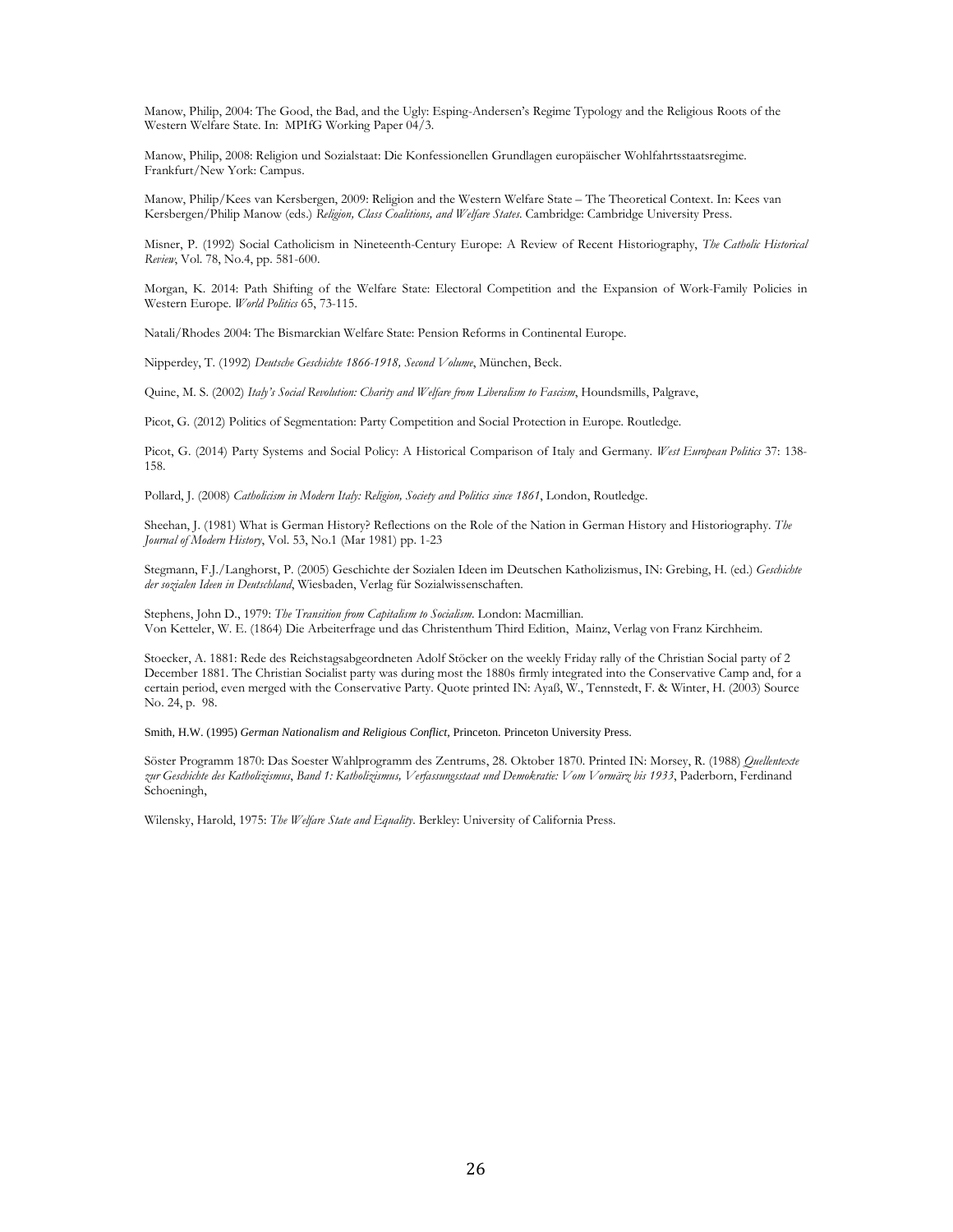Manow, Philip, 2004: The Good, the Bad, and the Ugly: Esping-Andersen's Regime Typology and the Religious Roots of the Western Welfare State. In: MPIfG Working Paper 04/3.

Manow, Philip, 2008: Religion und Sozialstaat: Die Konfessionellen Grundlagen europäischer Wohlfahrtsstaatsregime. Frankfurt/New York: Campus.

Manow, Philip/Kees van Kersbergen, 2009: Religion and the Western Welfare State – The Theoretical Context. In: Kees van Kersbergen/Philip Manow (eds.) *Religion, Class Coalitions, and Welfare States*. Cambridge: Cambridge University Press.

Misner, P. (1992) Social Catholicism in Nineteenth-Century Europe: A Review of Recent Historiography, *The Catholic Historical Review*, Vol. 78, No.4, pp. 581-600.

Morgan, K. 2014: Path Shifting of the Welfare State: Electoral Competition and the Expansion of Work-Family Policies in Western Europe. *World Politics* 65, 73-115.

Natali/Rhodes 2004: The Bismarckian Welfare State: Pension Reforms in Continental Europe.

Nipperdey, T. (1992) *Deutsche Geschichte 1866-1918, Second Volume*, München, Beck.

Quine, M. S. (2002) *Italy's Social Revolution: Charity and Welfare from Liberalism to Fascism*, Houndsmills, Palgrave,

Picot, G. (2012) Politics of Segmentation: Party Competition and Social Protection in Europe. Routledge.

Picot, G. (2014) Party Systems and Social Policy: A Historical Comparison of Italy and Germany. *West European Politics* 37: 138-158.

Pollard, J. (2008) *Catholicism in Modern Italy: Religion, Society and Politics since 1861*, London, Routledge.

Sheehan, J. (1981) What is German History? Reflections on the Role of the Nation in German History and Historiography. *The Journal of Modern History*, Vol. 53, No.1 (Mar 1981) pp. 1-23

Stegmann, F.J./Langhorst, P. (2005) Geschichte der Sozialen Ideen im Deutschen Katholizismus, IN: Grebing, H. (ed.) *Geschichte der sozialen Ideen in Deutschland*, Wiesbaden, Verlag für Sozialwissenschaften.

Stephens, John D., 1979: *The Transition from Capitalism to Socialism*. London: Macmillian.
Von Ketteler, W. E. (1864) Die Arbeiterfrage und das Christenthum Third Edition, Mainz, Verlag von Franz Kirchheim.

Stoecker, A. 1881: Rede des Reichstagsabgeordneten Adolf Stöcker on the weekly Friday rally of the Christian Social party of 2 December 1881. The Christian Socialist party was during most the 1880s firmly integrated into the Conservative Camp and, for a certain period, even merged with the Conservative Party. Quote printed IN: Ayaß, W., Tennstedt, F. & Winter, H. (2003) Source No. 24, p. 98.

Smith, H.W. (1995) *German Nationalism and Religious Conflict*, Princeton. Princeton University Press.

Söster Programm 1870: Das Soester Wahlprogramm des Zentrums, 28. Oktober 1870. Printed IN: Morsey, R. (1988) *Quellentexte zur Geschichte des Katholizismus, Band 1: Katholizismus, Verfassungsstaat und Demokratie: Vom Vormärz bis 1933*, Paderborn, Ferdinand Schoeningh,

Wilensky, Harold, 1975: *The Welfare State and Equality*. Berkley: University of California Press.